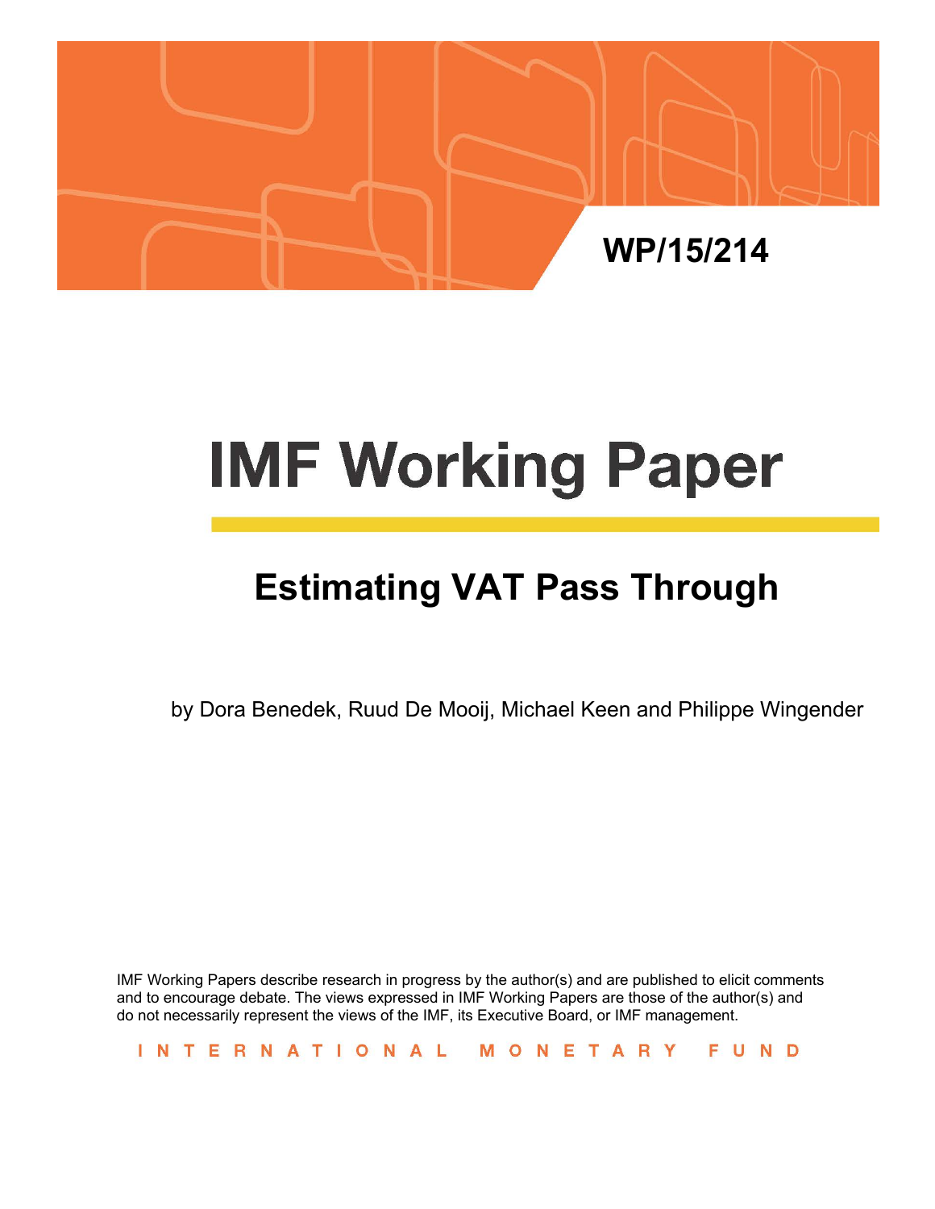WP/15/214

# IMF Working Paper

## Estimating VAT Pass Through

by Dora Benedek, Ruud De Mooij, Michael Keen and Philippe Wingender

IMF Working Papers describe research in progress by the author(s) and are published to elicit comments and to encourage debate. The views expressed in IMF Working Papers are those of the author(s) and do not necessarily represent the views of the IMF, its Executive Board, or IMF management.

INTERNATIONAL MONETARY FUND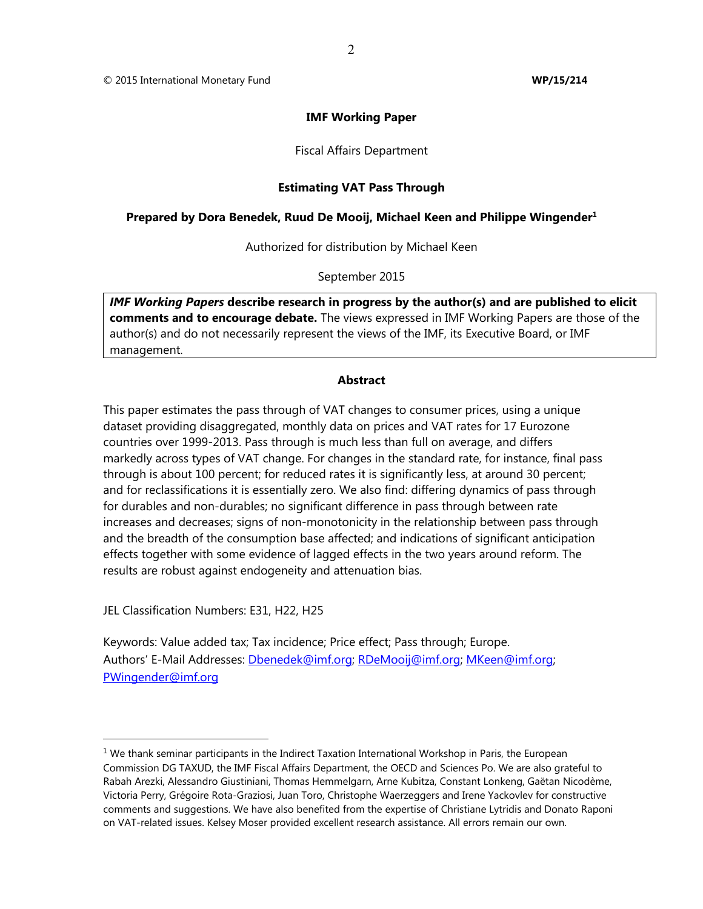© 2015 International Monetary Fund **WP/15/214**

**IMF Working Paper**

Fiscal Affairs Department

**Estimating VAT Pass Through**

**Prepared by Dora Benedek, Ruud De Mooij, Michael Keen and Philippe Wingender[1]**

Authorized for distribution by Michael Keen

September 2015

> ***IMF Working Papers*** **describe research in progress by the author(s) and are published to elicit comments and to encourage debate.** The views expressed in IMF Working Papers are those of the author(s) and do not necessarily represent the views of the IMF, its Executive Board, or IMF management.

## Abstract

This paper estimates the pass through of VAT changes to consumer prices, using a unique dataset providing disaggregated, monthly data on prices and VAT rates for 17 Eurozone countries over 1999-2013. Pass through is much less than full on average, and differs markedly across types of VAT change. For changes in the standard rate, for instance, final pass through is about 100 percent; for reduced rates it is significantly less, at around 30 percent; and for reclassifications it is essentially zero. We also find: differing dynamics of pass through for durables and non-durables; no significant difference in pass through between rate increases and decreases; signs of non-monotonicity in the relationship between pass through and the breadth of the consumption base affected; and indications of significant anticipation effects together with some evidence of lagged effects in the two years around reform. The results are robust against endogeneity and attenuation bias.

JEL Classification Numbers: E31, H22, H25

Keywords: Value added tax; Tax incidence; Price effect; Pass through; Europe.
Authors' E-Mail Addresses: Dbenedek@imf.org; RDeMooij@imf.org; MKeen@imf.org; PWingender@imf.org

---

[1] We thank seminar participants in the Indirect Taxation International Workshop in Paris, the European Commission DG TAXUD, the IMF Fiscal Affairs Department, the OECD and Sciences Po. We are also grateful to Rabah Arezki, Alessandro Giustiniani, Thomas Hemmelgarn, Arne Kubitza, Constant Lonkeng, Gaëtan Nicodème, Victoria Perry, Grégoire Rota-Graziosi, Juan Toro, Christophe Waerzeggers and Irene Yackovlev for constructive comments and suggestions. We have also benefited from the expertise of Christiane Lytridis and Donato Raponi on VAT-related issues. Kelsey Moser provided excellent research assistance. All errors remain our own.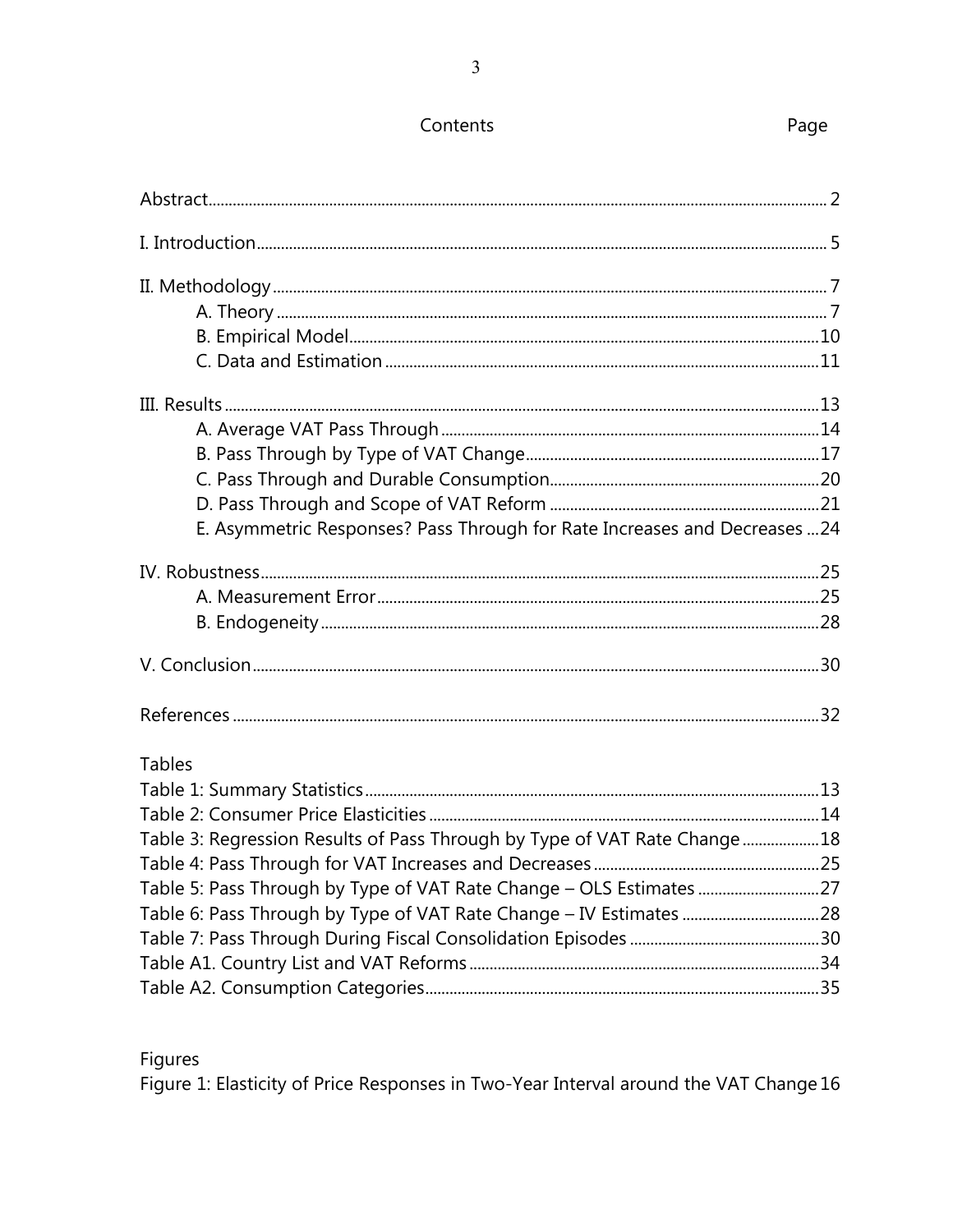# Contents

| Contents | Page |
|---|---|
| Abstract | 2 |
| I. Introduction | 5 |
| II. Methodology | 7 |
| A. Theory | 7 |
| B. Empirical Model | 10 |
| C. Data and Estimation | 11 |
| III. Results | 13 |
| A. Average VAT Pass Through | 14 |
| B. Pass Through by Type of VAT Change | 17 |
| C. Pass Through and Durable Consumption | 20 |
| D. Pass Through and Scope of VAT Reform | 21 |
| E. Asymmetric Responses? Pass Through for Rate Increases and Decreases | 24 |
| IV. Robustness | 25 |
| A. Measurement Error | 25 |
| B. Endogeneity | 28 |
| V. Conclusion | 30 |
| References | 32 |

Tables

| | |
|---|---|
| Table 1: Summary Statistics | 13 |
| Table 2: Consumer Price Elasticities | 14 |
| Table 3: Regression Results of Pass Through by Type of VAT Rate Change | 18 |
| Table 4: Pass Through for VAT Increases and Decreases | 25 |
| Table 5: Pass Through by Type of VAT Rate Change – OLS Estimates | 27 |
| Table 6: Pass Through by Type of VAT Rate Change – IV Estimates | 28 |
| Table 7: Pass Through During Fiscal Consolidation Episodes | 30 |
| Table A1. Country List and VAT Reforms | 34 |
| Table A2. Consumption Categories | 35 |

Figures

| | |
|---|---|
| Figure 1: Elasticity of Price Responses in Two-Year Interval around the VAT Change | 16 |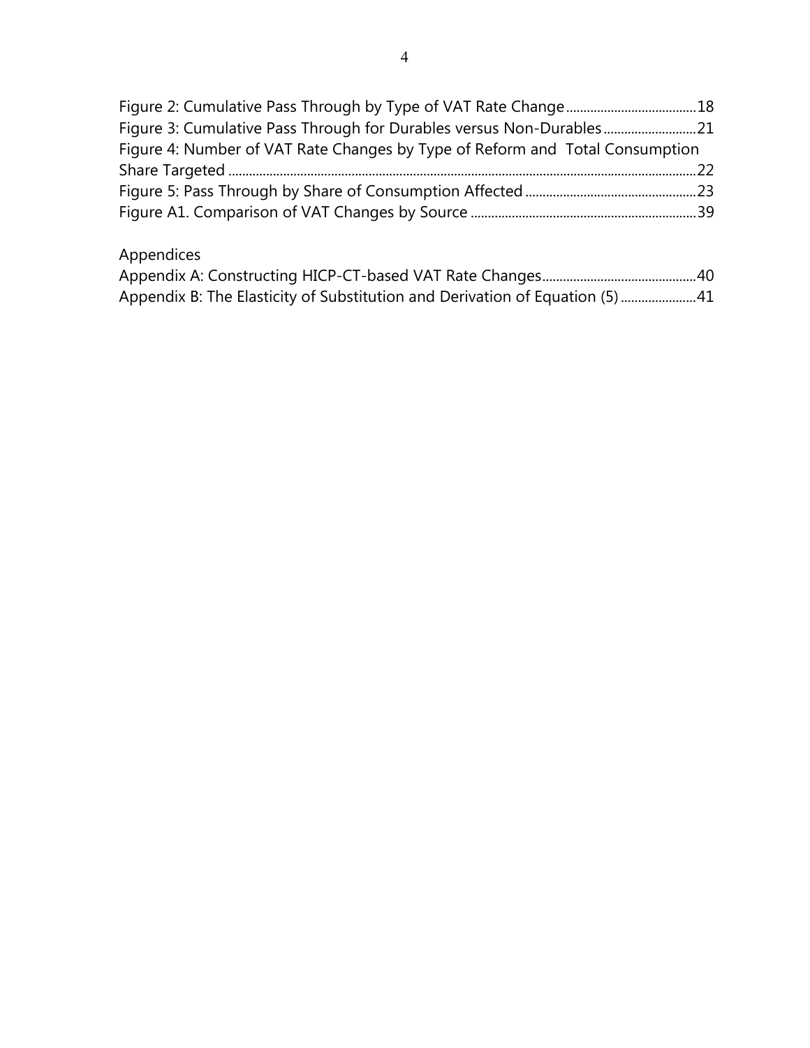Figure 2: Cumulative Pass Through by Type of VAT Rate Change.....................................18
Figure 3: Cumulative Pass Through for Durables versus Non-Durables...........................21
Figure 4: Number of VAT Rate Changes by Type of Reform and Total Consumption Share Targeted ........................................................................................................................22
Figure 5: Pass Through by Share of Consumption Affected .................................................23
Figure A1. Comparison of VAT Changes by Source .................................................................39

Appendices

Appendix A: Constructing HICP-CT-based VAT Rate Changes.............................................40
Appendix B: The Elasticity of Substitution and Derivation of Equation (5) ......................41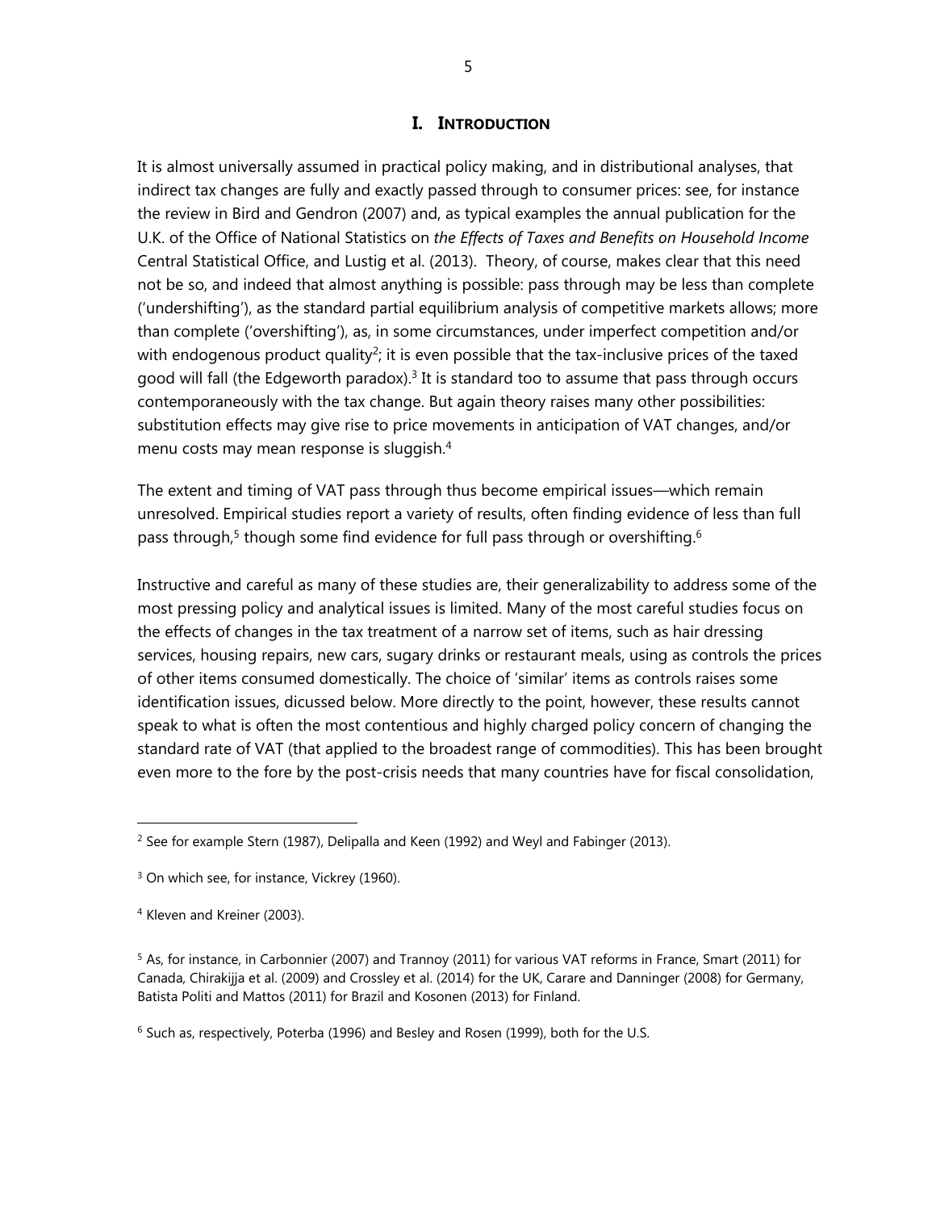# I. INTRODUCTION

It is almost universally assumed in practical policy making, and in distributional analyses, that indirect tax changes are fully and exactly passed through to consumer prices: see, for instance the review in Bird and Gendron (2007) and, as typical examples the annual publication for the U.K. of the Office of National Statistics on *the Effects of Taxes and Benefits on Household Income* Central Statistical Office, and Lustig et al. (2013). Theory, of course, makes clear that this need not be so, and indeed that almost anything is possible: pass through may be less than complete ('undershifting'), as the standard partial equilibrium analysis of competitive markets allows; more than complete ('overshifting'), as, in some circumstances, under imperfect competition and/or with endogenous product quality[2]; it is even possible that the tax-inclusive prices of the taxed good will fall (the Edgeworth paradox).[3] It is standard too to assume that pass through occurs contemporaneously with the tax change. But again theory raises many other possibilities: substitution effects may give rise to price movements in anticipation of VAT changes, and/or menu costs may mean response is sluggish.[4]

The extent and timing of VAT pass through thus become empirical issues—which remain unresolved. Empirical studies report a variety of results, often finding evidence of less than full pass through,[5] though some find evidence for full pass through or overshifting.[6]

Instructive and careful as many of these studies are, their generalizability to address some of the most pressing policy and analytical issues is limited. Many of the most careful studies focus on the effects of changes in the tax treatment of a narrow set of items, such as hair dressing services, housing repairs, new cars, sugary drinks or restaurant meals, using as controls the prices of other items consumed domestically. The choice of 'similar' items as controls raises some identification issues, dicussed below. More directly to the point, however, these results cannot speak to what is often the most contentious and highly charged policy concern of changing the standard rate of VAT (that applied to the broadest range of commodities). This has been brought even more to the fore by the post-crisis needs that many countries have for fiscal consolidation,

---

[2] See for example Stern (1987), Delipalla and Keen (1992) and Weyl and Fabinger (2013).

[3] On which see, for instance, Vickrey (1960).

[4] Kleven and Kreiner (2003).

[5] As, for instance, in Carbonnier (2007) and Trannoy (2011) for various VAT reforms in France, Smart (2011) for Canada, Chirakijja et al. (2009) and Crossley et al. (2014) for the UK, Carare and Danninger (2008) for Germany, Batista Politi and Mattos (2011) for Brazil and Kosonen (2013) for Finland.

[6] Such as, respectively, Poterba (1996) and Besley and Rosen (1999), both for the U.S.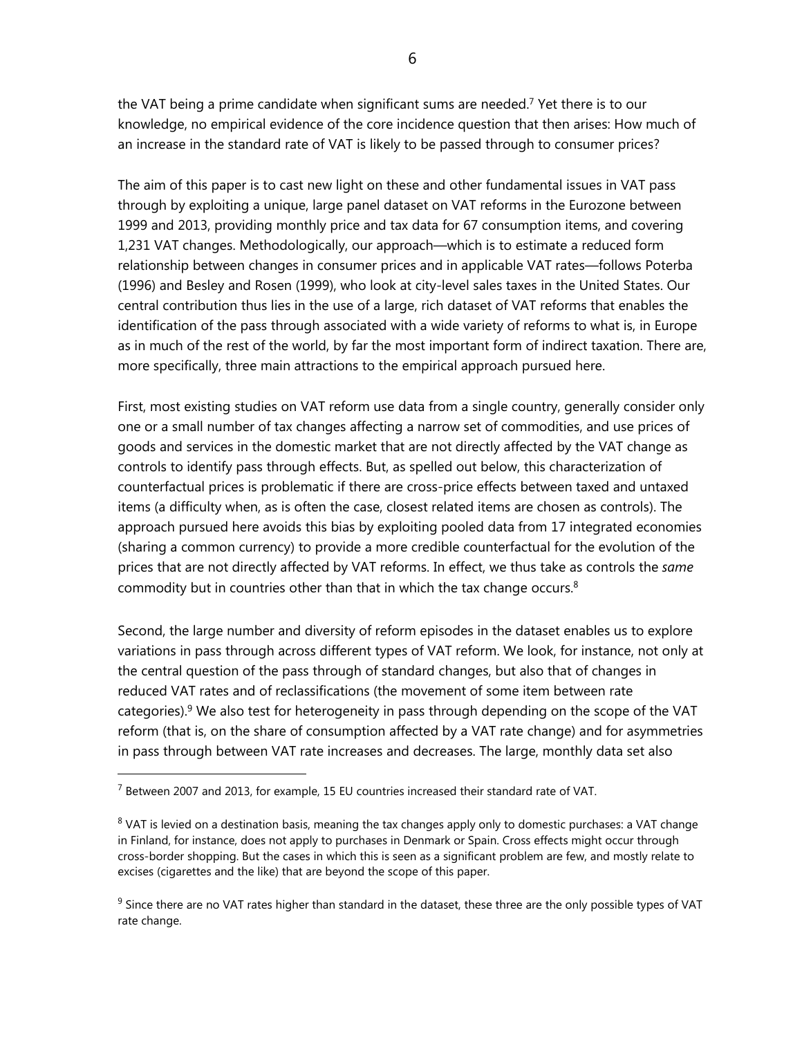the VAT being a prime candidate when significant sums are needed.[7] Yet there is to our knowledge, no empirical evidence of the core incidence question that then arises: How much of an increase in the standard rate of VAT is likely to be passed through to consumer prices?

The aim of this paper is to cast new light on these and other fundamental issues in VAT pass through by exploiting a unique, large panel dataset on VAT reforms in the Eurozone between 1999 and 2013, providing monthly price and tax data for 67 consumption items, and covering 1,231 VAT changes. Methodologically, our approach—which is to estimate a reduced form relationship between changes in consumer prices and in applicable VAT rates—follows Poterba (1996) and Besley and Rosen (1999), who look at city-level sales taxes in the United States. Our central contribution thus lies in the use of a large, rich dataset of VAT reforms that enables the identification of the pass through associated with a wide variety of reforms to what is, in Europe as in much of the rest of the world, by far the most important form of indirect taxation. There are, more specifically, three main attractions to the empirical approach pursued here.

First, most existing studies on VAT reform use data from a single country, generally consider only one or a small number of tax changes affecting a narrow set of commodities, and use prices of goods and services in the domestic market that are not directly affected by the VAT change as controls to identify pass through effects. But, as spelled out below, this characterization of counterfactual prices is problematic if there are cross-price effects between taxed and untaxed items (a difficulty when, as is often the case, closest related items are chosen as controls). The approach pursued here avoids this bias by exploiting pooled data from 17 integrated economies (sharing a common currency) to provide a more credible counterfactual for the evolution of the prices that are not directly affected by VAT reforms. In effect, we thus take as controls the *same* commodity but in countries other than that in which the tax change occurs.[8]

Second, the large number and diversity of reform episodes in the dataset enables us to explore variations in pass through across different types of VAT reform. We look, for instance, not only at the central question of the pass through of standard changes, but also that of changes in reduced VAT rates and of reclassifications (the movement of some item between rate categories).[9] We also test for heterogeneity in pass through depending on the scope of the VAT reform (that is, on the share of consumption affected by a VAT rate change) and for asymmetries in pass through between VAT rate increases and decreases. The large, monthly data set also

---

[7] Between 2007 and 2013, for example, 15 EU countries increased their standard rate of VAT.

[8] VAT is levied on a destination basis, meaning the tax changes apply only to domestic purchases: a VAT change in Finland, for instance, does not apply to purchases in Denmark or Spain. Cross effects might occur through cross-border shopping. But the cases in which this is seen as a significant problem are few, and mostly relate to excises (cigarettes and the like) that are beyond the scope of this paper.

[9] Since there are no VAT rates higher than standard in the dataset, these three are the only possible types of VAT rate change.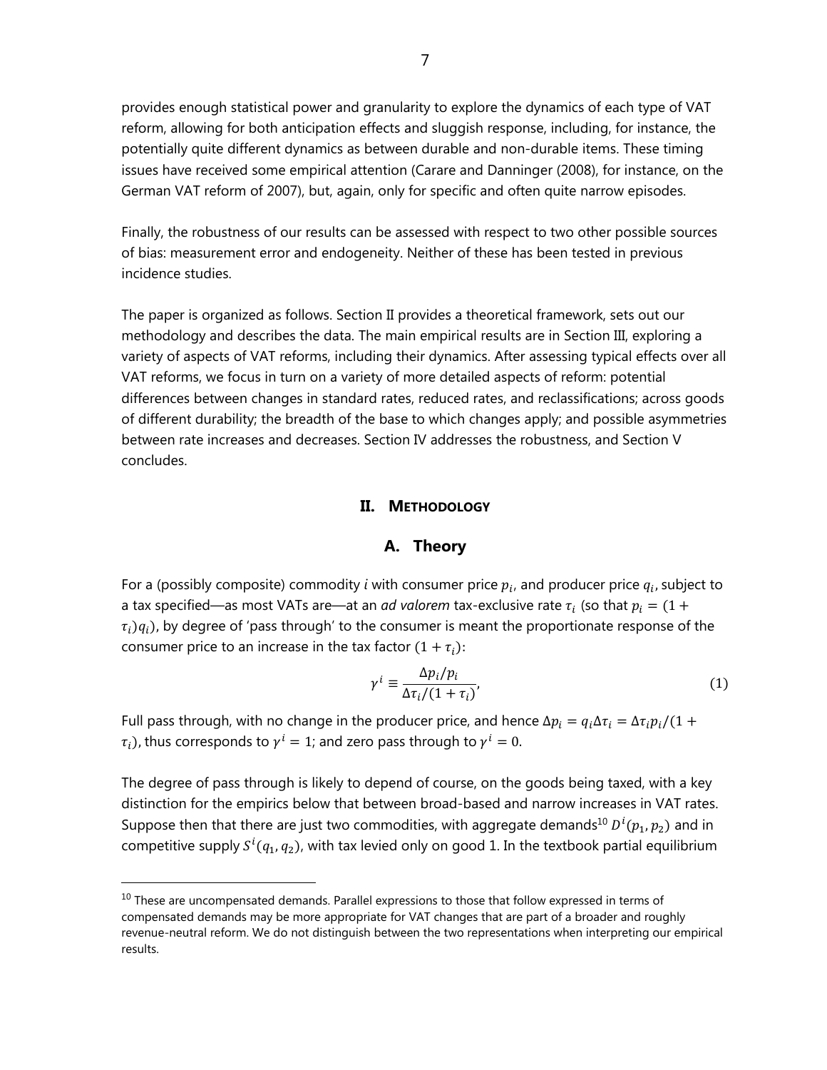provides enough statistical power and granularity to explore the dynamics of each type of VAT reform, allowing for both anticipation effects and sluggish response, including, for instance, the potentially quite different dynamics as between durable and non-durable items. These timing issues have received some empirical attention (Carare and Danninger (2008), for instance, on the German VAT reform of 2007), but, again, only for specific and often quite narrow episodes.

Finally, the robustness of our results can be assessed with respect to two other possible sources of bias: measurement error and endogeneity. Neither of these has been tested in previous incidence studies.

The paper is organized as follows. Section II provides a theoretical framework, sets out our methodology and describes the data. The main empirical results are in Section III, exploring a variety of aspects of VAT reforms, including their dynamics. After assessing typical effects over all VAT reforms, we focus in turn on a variety of more detailed aspects of reform: potential differences between changes in standard rates, reduced rates, and reclassifications; across goods of different durability; the breadth of the base to which changes apply; and possible asymmetries between rate increases and decreases. Section IV addresses the robustness, and Section V concludes.

## II. Methodology

### A. Theory

For a (possibly composite) commodity $i$ with consumer price $p_i$, and producer price $q_i$, subject to a tax specified—as most VATs are—at an *ad valorem* tax-exclusive rate $\tau_i$ (so that $p_i = (1 + \tau_i)q_i$), by degree of 'pass through' to the consumer is meant the proportionate response of the consumer price to an increase in the tax factor $(1 + \tau_i)$:

$$\gamma^i \equiv \frac{\Delta p_i / p_i}{\Delta \tau_i / (1 + \tau_i)}, \tag{1}$$

Full pass through, with no change in the producer price, and hence $\Delta p_i = q_i \Delta \tau_i = \Delta \tau_i p_i / (1 + \tau_i)$, thus corresponds to $\gamma^i = 1$; and zero pass through to $\gamma^i = 0$.

The degree of pass through is likely to depend of course, on the goods being taxed, with a key distinction for the empirics below that between broad-based and narrow increases in VAT rates. Suppose then that there are just two commodities, with aggregate demands[10] $D^i(p_1, p_2)$ and in competitive supply $S^i(q_1, q_2)$, with tax levied only on good 1. In the textbook partial equilibrium

[10] These are uncompensated demands. Parallel expressions to those that follow expressed in terms of compensated demands may be more appropriate for VAT changes that are part of a broader and roughly revenue-neutral reform. We do not distinguish between the two representations when interpreting our empirical results.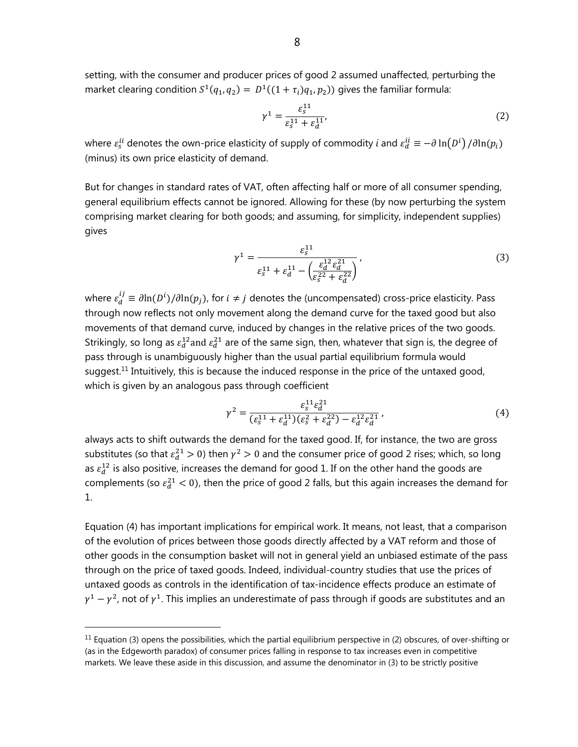setting, with the consumer and producer prices of good 2 assumed unaffected, perturbing the market clearing condition $S^1(q_1, q_2) = D^1((1 + \tau_i)q_1, p_2))$ gives the familiar formula:

$$\gamma^1 = \frac{\varepsilon_s^{11}}{\varepsilon_s^{11} + \varepsilon_d^{11}}, \tag{2}$$

where $\varepsilon_s^{ii}$ denotes the own-price elasticity of supply of commodity $i$ and $\varepsilon_d^{ii} \equiv -\partial \ln(D^i)/\partial \ln(p_i)$ (minus) its own price elasticity of demand.

But for changes in standard rates of VAT, often affecting half or more of all consumer spending, general equilibrium effects cannot be ignored. Allowing for these (by now perturbing the system comprising market clearing for both goods; and assuming, for simplicity, independent supplies) gives

$$\gamma^1 = \frac{\varepsilon_s^{11}}{\varepsilon_s^{11} + \varepsilon_d^{11} - \left(\frac{\varepsilon_d^{12}\varepsilon_d^{21}}{\varepsilon_s^{22} + \varepsilon_d^{22}}\right)}, \tag{3}$$

where $\varepsilon_d^{ij} \equiv \partial \ln(D^i)/\partial \ln(p_j)$, for $i \neq j$ denotes the (uncompensated) cross-price elasticity. Pass through now reflects not only movement along the demand curve for the taxed good but also movements of that demand curve, induced by changes in the relative prices of the two goods. Strikingly, so long as $\varepsilon_d^{12}$ and $\varepsilon_d^{21}$ are of the same sign, then, whatever that sign is, the degree of pass through is unambiguously higher than the usual partial equilibrium formula would suggest.[11] Intuitively, this is because the induced response in the price of the untaxed good, which is given by an analogous pass through coefficient

$$\gamma^2 = \frac{\varepsilon_s^{11}\varepsilon_d^{21}}{(\varepsilon_s^{11} + \varepsilon_d^{11})(\varepsilon_s^{2} + \varepsilon_d^{22}) - \varepsilon_d^{12}\varepsilon_d^{21}}, \tag{4}$$

always acts to shift outwards the demand for the taxed good. If, for instance, the two are gross substitutes (so that $\varepsilon_d^{21} > 0$) then $\gamma^2 > 0$ and the consumer price of good 2 rises; which, so long as $\varepsilon_d^{12}$ is also positive, increases the demand for good 1. If on the other hand the goods are complements (so $\varepsilon_d^{21} < 0$), then the price of good 2 falls, but this again increases the demand for 1.

Equation (4) has important implications for empirical work. It means, not least, that a comparison of the evolution of prices between those goods directly affected by a VAT reform and those of other goods in the consumption basket will not in general yield an unbiased estimate of the pass through on the price of taxed goods. Indeed, individual-country studies that use the prices of untaxed goods as controls in the identification of tax-incidence effects produce an estimate of $\gamma^1 - \gamma^2$, not of $\gamma^1$. This implies an underestimate of pass through if goods are substitutes and an

---

[11] Equation (3) opens the possibilities, which the partial equilibrium perspective in (2) obscures, of over-shifting or (as in the Edgeworth paradox) of consumer prices falling in response to tax increases even in competitive markets. We leave these aside in this discussion, and assume the denominator in (3) to be strictly positive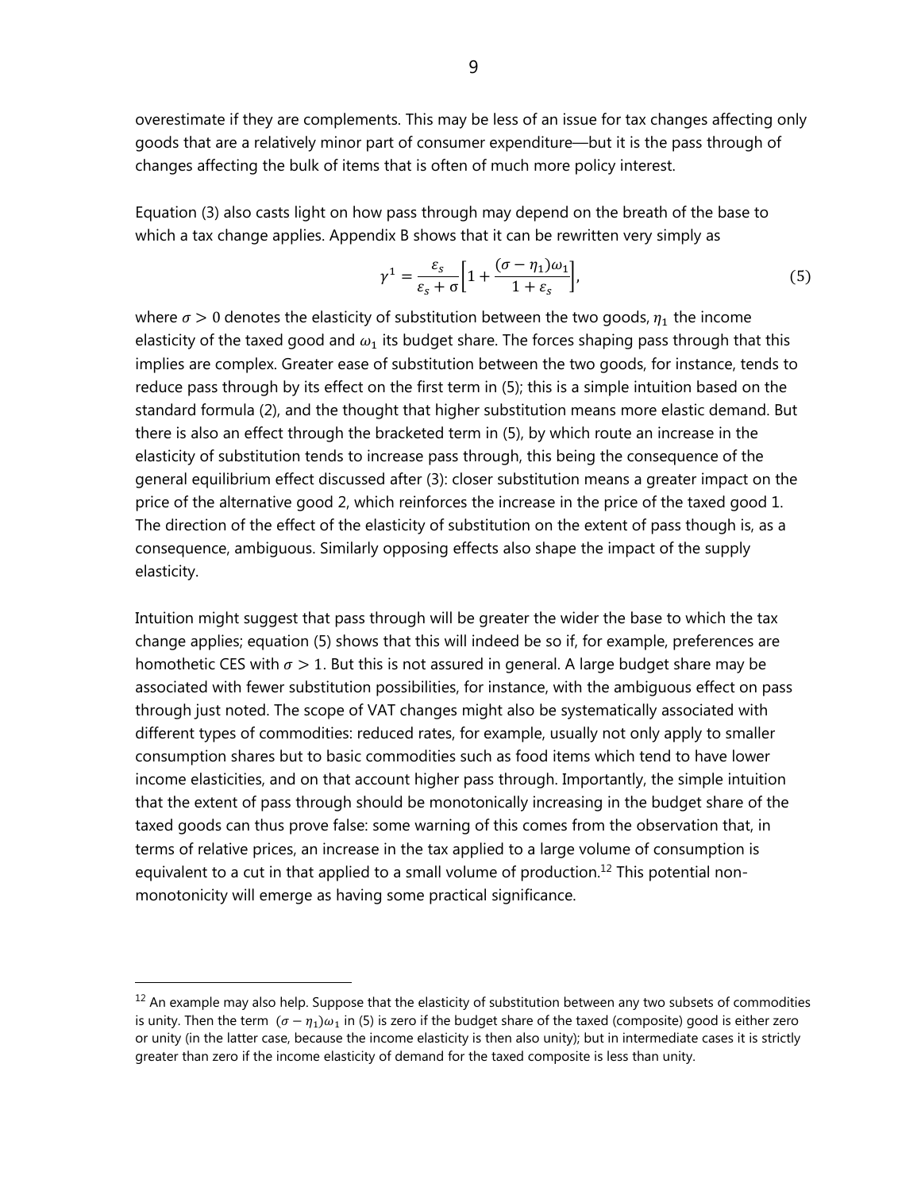overestimate if they are complements. This may be less of an issue for tax changes affecting only goods that are a relatively minor part of consumer expenditure—but it is the pass through of changes affecting the bulk of items that is often of much more policy interest.

Equation (3) also casts light on how pass through may depend on the breath of the base to which a tax change applies. Appendix B shows that it can be rewritten very simply as

$$\gamma^1 = \frac{\varepsilon_s}{\varepsilon_s + \sigma}\left[1 + \frac{(\sigma - \eta_1)\omega_1}{1 + \varepsilon_s}\right], \tag{5}$$

where $\sigma > 0$ denotes the elasticity of substitution between the two goods, $\eta_1$ the income elasticity of the taxed good and $\omega_1$ its budget share. The forces shaping pass through that this implies are complex. Greater ease of substitution between the two goods, for instance, tends to reduce pass through by its effect on the first term in (5); this is a simple intuition based on the standard formula (2), and the thought that higher substitution means more elastic demand. But there is also an effect through the bracketed term in (5), by which route an increase in the elasticity of substitution tends to increase pass through, this being the consequence of the general equilibrium effect discussed after (3): closer substitution means a greater impact on the price of the alternative good 2, which reinforces the increase in the price of the taxed good 1. The direction of the effect of the elasticity of substitution on the extent of pass though is, as a consequence, ambiguous. Similarly opposing effects also shape the impact of the supply elasticity.

Intuition might suggest that pass through will be greater the wider the base to which the tax change applies; equation (5) shows that this will indeed be so if, for example, preferences are homothetic CES with $\sigma > 1$. But this is not assured in general. A large budget share may be associated with fewer substitution possibilities, for instance, with the ambiguous effect on pass through just noted. The scope of VAT changes might also be systematically associated with different types of commodities: reduced rates, for example, usually not only apply to smaller consumption shares but to basic commodities such as food items which tend to have lower income elasticities, and on that account higher pass through. Importantly, the simple intuition that the extent of pass through should be monotonically increasing in the budget share of the taxed goods can thus prove false: some warning of this comes from the observation that, in terms of relative prices, an increase in the tax applied to a large volume of consumption is equivalent to a cut in that applied to a small volume of production.[12] This potential non-monotonicity will emerge as having some practical significance.

---

[12] An example may also help. Suppose that the elasticity of substitution between any two subsets of commodities is unity. Then the term $(\sigma - \eta_1)\omega_1$ in (5) is zero if the budget share of the taxed (composite) good is either zero or unity (in the latter case, because the income elasticity is then also unity); but in intermediate cases it is strictly greater than zero if the income elasticity of demand for the taxed composite is less than unity.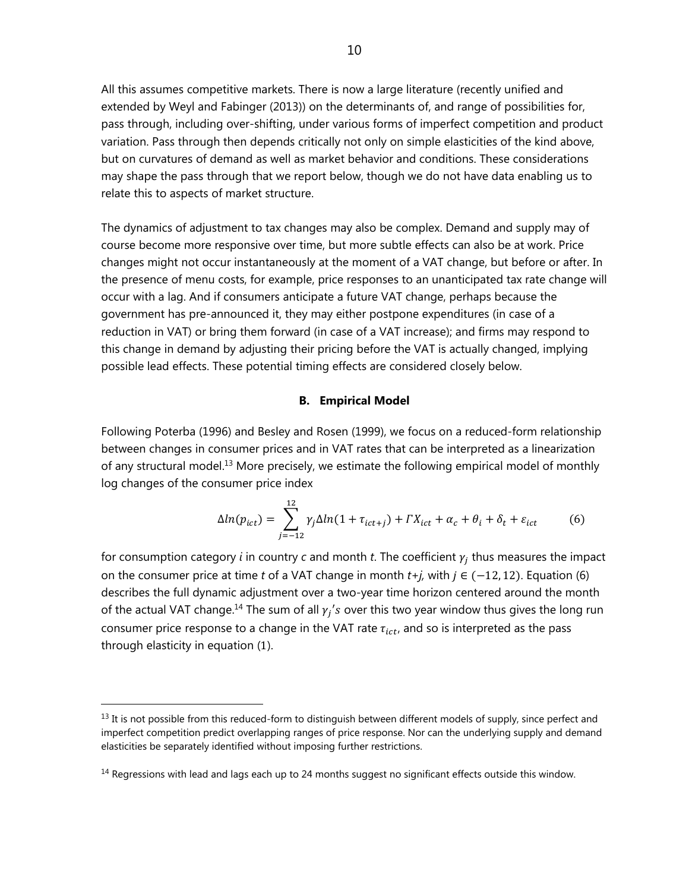All this assumes competitive markets. There is now a large literature (recently unified and extended by Weyl and Fabinger (2013)) on the determinants of, and range of possibilities for, pass through, including over-shifting, under various forms of imperfect competition and product variation. Pass through then depends critically not only on simple elasticities of the kind above, but on curvatures of demand as well as market behavior and conditions. These considerations may shape the pass through that we report below, though we do not have data enabling us to relate this to aspects of market structure.

The dynamics of adjustment to tax changes may also be complex. Demand and supply may of course become more responsive over time, but more subtle effects can also be at work. Price changes might not occur instantaneously at the moment of a VAT change, but before or after. In the presence of menu costs, for example, price responses to an unanticipated tax rate change will occur with a lag. And if consumers anticipate a future VAT change, perhaps because the government has pre-announced it, they may either postpone expenditures (in case of a reduction in VAT) or bring them forward (in case of a VAT increase); and firms may respond to this change in demand by adjusting their pricing before the VAT is actually changed, implying possible lead effects. These potential timing effects are considered closely below.

### B. Empirical Model

Following Poterba (1996) and Besley and Rosen (1999), we focus on a reduced-form relationship between changes in consumer prices and in VAT rates that can be interpreted as a linearization of any structural model.[13] More precisely, we estimate the following empirical model of monthly log changes of the consumer price index

$$\Delta ln(p_{ict}) = \sum_{j=-12}^{12} \gamma_j \Delta ln(1 + \tau_{ict+j}) + \Gamma X_{ict} + \alpha_c + \theta_i + \delta_t + \varepsilon_{ict} \qquad (6)$$

for consumption category *i* in country *c* and month *t*. The coefficient $\gamma_j$ thus measures the impact on the consumer price at time *t* of a VAT change in month *t+j*, with $j \in (-12, 12)$. Equation (6) describes the full dynamic adjustment over a two-year time horizon centered around the month of the actual VAT change.[14] The sum of all $\gamma_j$'s over this two year window thus gives the long run consumer price response to a change in the VAT rate $\tau_{ict}$, and so is interpreted as the pass through elasticity in equation (1).

---

[13] It is not possible from this reduced-form to distinguish between different models of supply, since perfect and imperfect competition predict overlapping ranges of price response. Nor can the underlying supply and demand elasticities be separately identified without imposing further restrictions.

[14] Regressions with lead and lags each up to 24 months suggest no significant effects outside this window.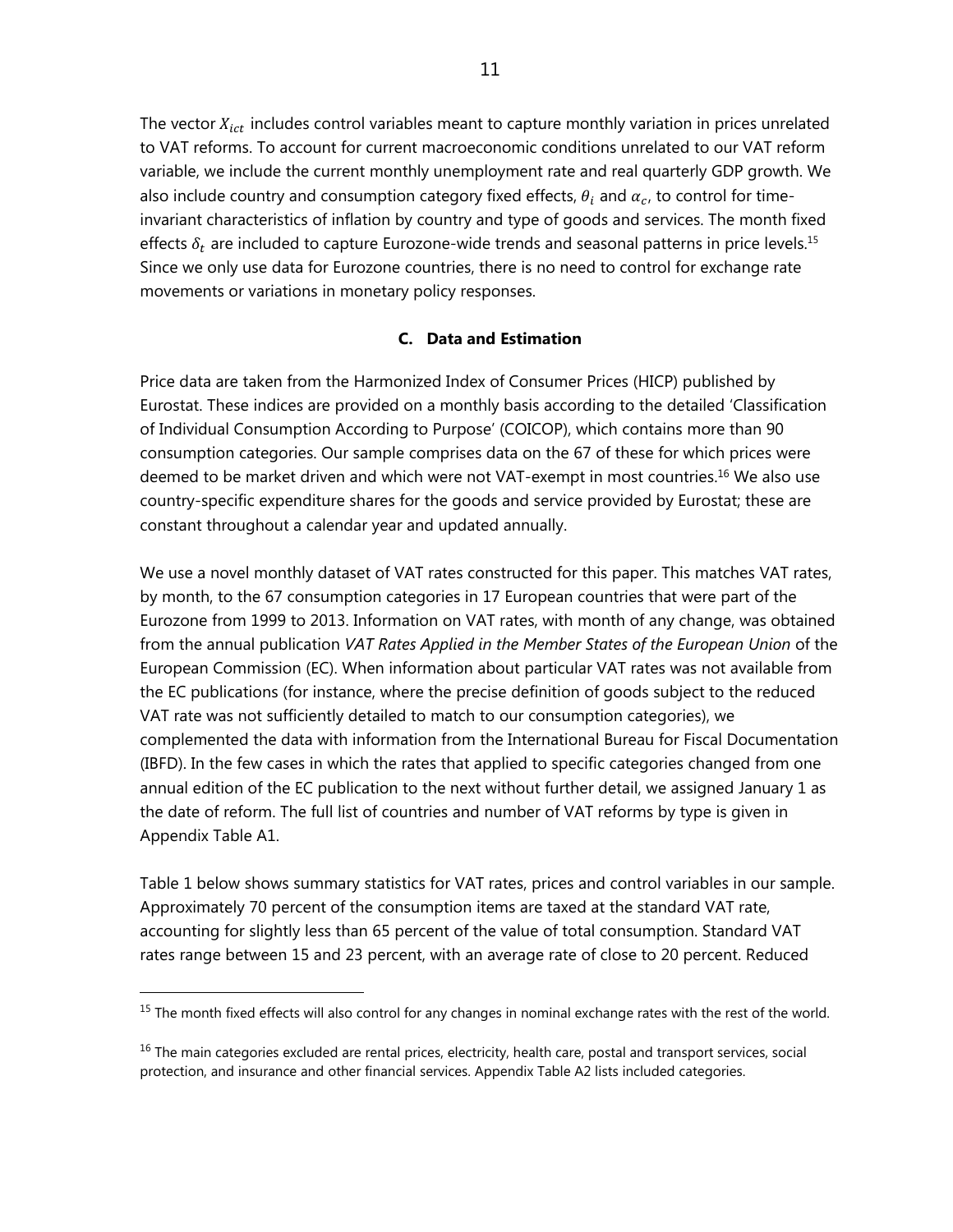The vector $X_{ict}$ includes control variables meant to capture monthly variation in prices unrelated to VAT reforms. To account for current macroeconomic conditions unrelated to our VAT reform variable, we include the current monthly unemployment rate and real quarterly GDP growth. We also include country and consumption category fixed effects, $\theta_i$ and $\alpha_c$, to control for time-invariant characteristics of inflation by country and type of goods and services. The month fixed effects $\delta_t$ are included to capture Eurozone-wide trends and seasonal patterns in price levels.[15] Since we only use data for Eurozone countries, there is no need to control for exchange rate movements or variations in monetary policy responses.

### C. Data and Estimation

Price data are taken from the Harmonized Index of Consumer Prices (HICP) published by Eurostat. These indices are provided on a monthly basis according to the detailed 'Classification of Individual Consumption According to Purpose' (COICOP), which contains more than 90 consumption categories. Our sample comprises data on the 67 of these for which prices were deemed to be market driven and which were not VAT-exempt in most countries.[16] We also use country-specific expenditure shares for the goods and service provided by Eurostat; these are constant throughout a calendar year and updated annually.

We use a novel monthly dataset of VAT rates constructed for this paper. This matches VAT rates, by month, to the 67 consumption categories in 17 European countries that were part of the Eurozone from 1999 to 2013. Information on VAT rates, with month of any change, was obtained from the annual publication *VAT Rates Applied in the Member States of the European Union* of the European Commission (EC). When information about particular VAT rates was not available from the EC publications (for instance, where the precise definition of goods subject to the reduced VAT rate was not sufficiently detailed to match to our consumption categories), we complemented the data with information from the International Bureau for Fiscal Documentation (IBFD). In the few cases in which the rates that applied to specific categories changed from one annual edition of the EC publication to the next without further detail, we assigned January 1 as the date of reform. The full list of countries and number of VAT reforms by type is given in Appendix Table A1.

Table 1 below shows summary statistics for VAT rates, prices and control variables in our sample. Approximately 70 percent of the consumption items are taxed at the standard VAT rate, accounting for slightly less than 65 percent of the value of total consumption. Standard VAT rates range between 15 and 23 percent, with an average rate of close to 20 percent. Reduced

---

[15] The month fixed effects will also control for any changes in nominal exchange rates with the rest of the world.

[16] The main categories excluded are rental prices, electricity, health care, postal and transport services, social protection, and insurance and other financial services. Appendix Table A2 lists included categories.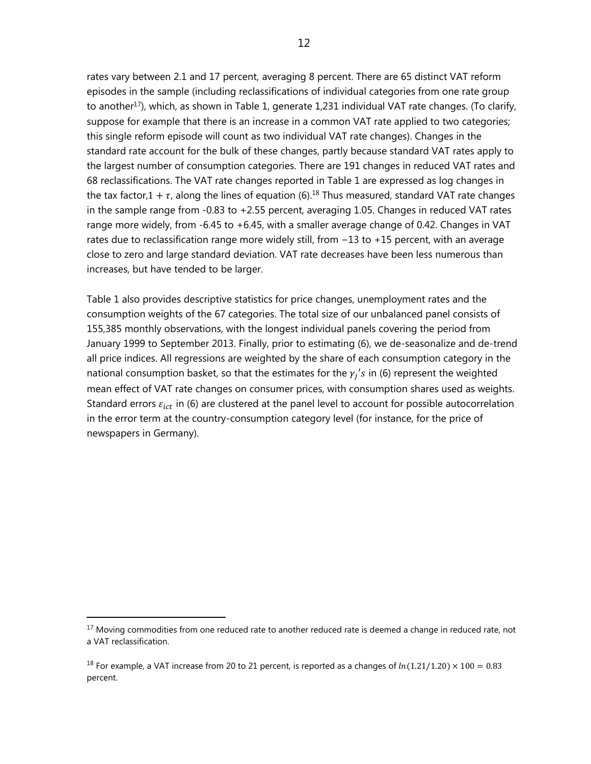rates vary between 2.1 and 17 percent, averaging 8 percent. There are 65 distinct VAT reform episodes in the sample (including reclassifications of individual categories from one rate group to another[17]), which, as shown in Table 1, generate 1,231 individual VAT rate changes. (To clarify, suppose for example that there is an increase in a common VAT rate applied to two categories; this single reform episode will count as two individual VAT rate changes). Changes in the standard rate account for the bulk of these changes, partly because standard VAT rates apply to the largest number of consumption categories. There are 191 changes in reduced VAT rates and 68 reclassifications. The VAT rate changes reported in Table 1 are expressed as log changes in the tax factor, $1 + \tau$, along the lines of equation (6).[18] Thus measured, standard VAT rate changes in the sample range from -0.83 to +2.55 percent, averaging 1.05. Changes in reduced VAT rates range more widely, from -6.45 to +6.45, with a smaller average change of 0.42. Changes in VAT rates due to reclassification range more widely still, from −13 to +15 percent, with an average close to zero and large standard deviation. VAT rate decreases have been less numerous than increases, but have tended to be larger.

Table 1 also provides descriptive statistics for price changes, unemployment rates and the consumption weights of the 67 categories. The total size of our unbalanced panel consists of 155,385 monthly observations, with the longest individual panels covering the period from January 1999 to September 2013. Finally, prior to estimating (6), we de-seasonalize and de-trend all price indices. All regressions are weighted by the share of each consumption category in the national consumption basket, so that the estimates for the $\gamma_j$'s in (6) represent the weighted mean effect of VAT rate changes on consumer prices, with consumption shares used as weights. Standard errors $\varepsilon_{ict}$ in (6) are clustered at the panel level to account for possible autocorrelation in the error term at the country-consumption category level (for instance, for the price of newspapers in Germany).

---

[17] Moving commodities from one reduced rate to another reduced rate is deemed a change in reduced rate, not a VAT reclassification.

[18] For example, a VAT increase from 20 to 21 percent, is reported as a changes of $ln(1.21/1.20) \times 100 = 0.83$ percent.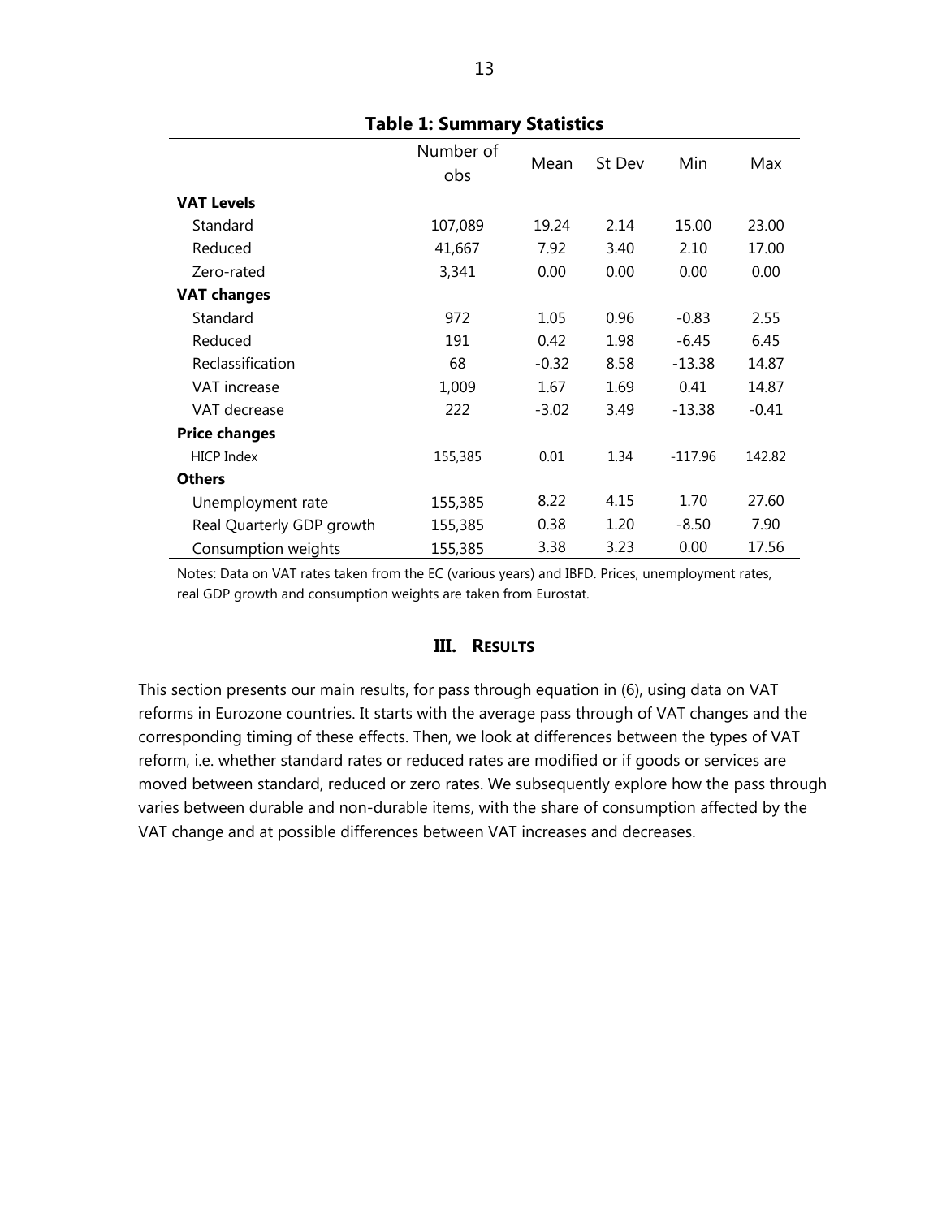**Table 1: Summary Statistics**

| | Number of obs | Mean | St Dev | Min | Max |
|---|---|---|---|---|---|
| **VAT Levels** | | | | | |
| Standard | 107,089 | 19.24 | 2.14 | 15.00 | 23.00 |
| Reduced | 41,667 | 7.92 | 3.40 | 2.10 | 17.00 |
| Zero-rated | 3,341 | 0.00 | 0.00 | 0.00 | 0.00 |
| **VAT changes** | | | | | |
| Standard | 972 | 1.05 | 0.96 | -0.83 | 2.55 |
| Reduced | 191 | 0.42 | 1.98 | -6.45 | 6.45 |
| Reclassification | 68 | -0.32 | 8.58 | -13.38 | 14.87 |
| VAT increase | 1,009 | 1.67 | 1.69 | 0.41 | 14.87 |
| VAT decrease | 222 | -3.02 | 3.49 | -13.38 | -0.41 |
| **Price changes** | | | | | |
| HICP Index | 155,385 | 0.01 | 1.34 | -117.96 | 142.82 |
| **Others** | | | | | |
| Unemployment rate | 155,385 | 8.22 | 4.15 | 1.70 | 27.60 |
| Real Quarterly GDP growth | 155,385 | 0.38 | 1.20 | -8.50 | 7.90 |
| Consumption weights | 155,385 | 3.38 | 3.23 | 0.00 | 17.56 |

Notes: Data on VAT rates taken from the EC (various years) and IBFD. Prices, unemployment rates, real GDP growth and consumption weights are taken from Eurostat.

## III. Results

This section presents our main results, for pass through equation in (6), using data on VAT reforms in Eurozone countries. It starts with the average pass through of VAT changes and the corresponding timing of these effects. Then, we look at differences between the types of VAT reform, i.e. whether standard rates or reduced rates are modified or if goods or services are moved between standard, reduced or zero rates. We subsequently explore how the pass through varies between durable and non-durable items, with the share of consumption affected by the VAT change and at possible differences between VAT increases and decreases.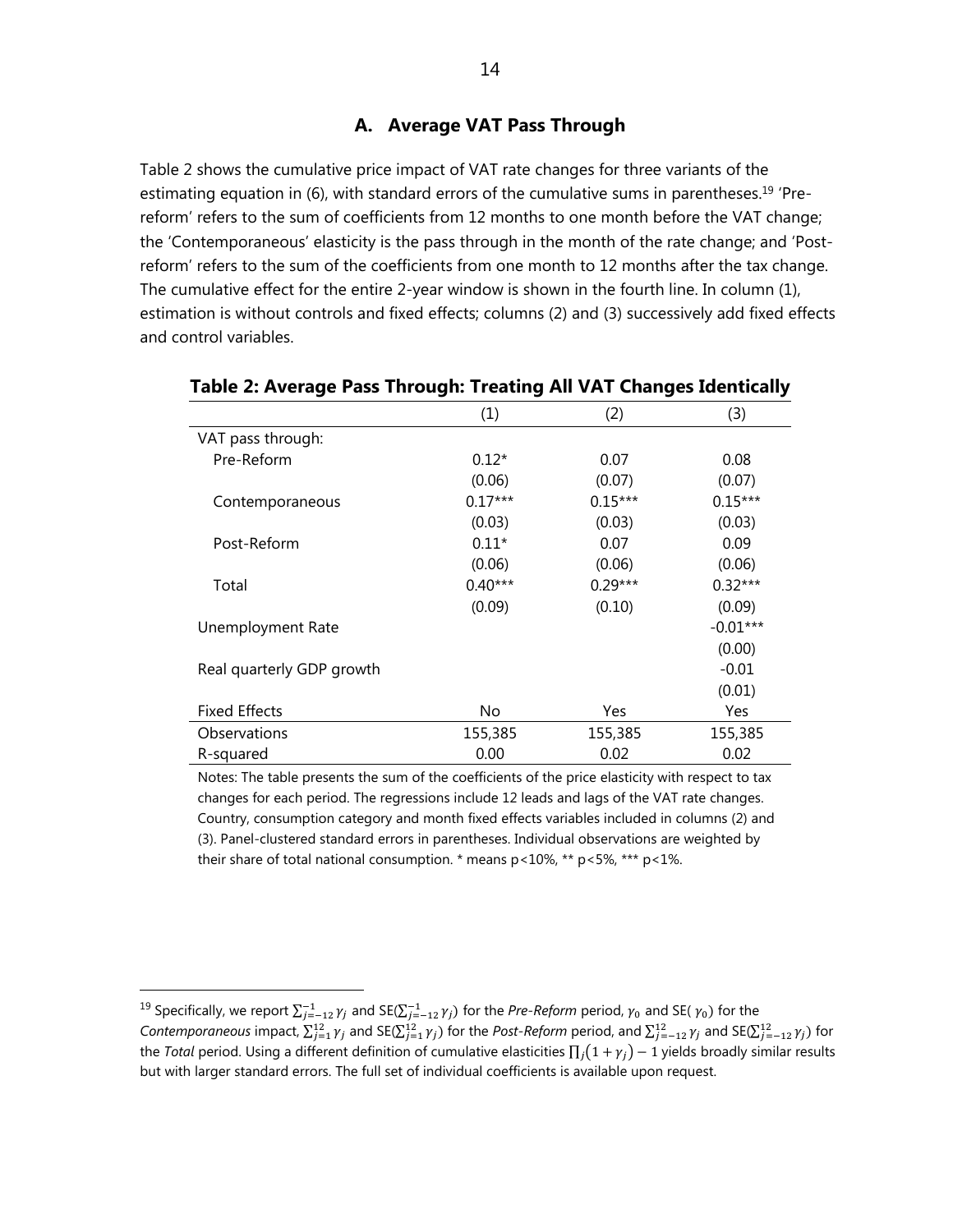### A. Average VAT Pass Through

Table 2 shows the cumulative price impact of VAT rate changes for three variants of the estimating equation in (6), with standard errors of the cumulative sums in parentheses.[19] 'Pre-reform' refers to the sum of coefficients from 12 months to one month before the VAT change; the 'Contemporaneous' elasticity is the pass through in the month of the rate change; and 'Post-reform' refers to the sum of the coefficients from one month to 12 months after the tax change. The cumulative effect for the entire 2-year window is shown in the fourth line. In column (1), estimation is without controls and fixed effects; columns (2) and (3) successively add fixed effects and control variables.

**Table 2: Average Pass Through: Treating All VAT Changes Identically**

| | (1) | (2) | (3) |
|---|---|---|---|
| VAT pass through: | | | |
| Pre-Reform | 0.12* | 0.07 | 0.08 |
| | (0.06) | (0.07) | (0.07) |
| Contemporaneous | 0.17*** | 0.15*** | 0.15*** |
| | (0.03) | (0.03) | (0.03) |
| Post-Reform | 0.11* | 0.07 | 0.09 |
| | (0.06) | (0.06) | (0.06) |
| Total | 0.40*** | 0.29*** | 0.32*** |
| | (0.09) | (0.10) | (0.09) |
| Unemployment Rate | | | -0.01*** |
| | | | (0.00) |
| Real quarterly GDP growth | | | -0.01 |
| | | | (0.01) |
| Fixed Effects | No | Yes | Yes |
| Observations | 155,385 | 155,385 | 155,385 |
| R-squared | 0.00 | 0.02 | 0.02 |

Notes: The table presents the sum of the coefficients of the price elasticity with respect to tax changes for each period. The regressions include 12 leads and lags of the VAT rate changes. Country, consumption category and month fixed effects variables included in columns (2) and (3). Panel-clustered standard errors in parentheses. Individual observations are weighted by their share of total national consumption. * means p<10%, ** p<5%, *** p<1%.

---

[19] Specifically, we report $\sum_{j=-12}^{-1} \gamma_j$ and SE($\sum_{j=-12}^{-1} \gamma_j$) for the *Pre-Reform* period, $\gamma_0$ and SE( $\gamma_0$) for the *Contemporaneous* impact, $\sum_{j=1}^{12} \gamma_j$ and SE($\sum_{j=1}^{12} \gamma_j$) for the *Post-Reform* period, and $\sum_{j=-12}^{12} \gamma_j$ and SE($\sum_{j=-12}^{12} \gamma_j$) for the *Total* period. Using a different definition of cumulative elasticities $\prod_j (1 + \gamma_j) - 1$ yields broadly similar results but with larger standard errors. The full set of individual coefficients is available upon request.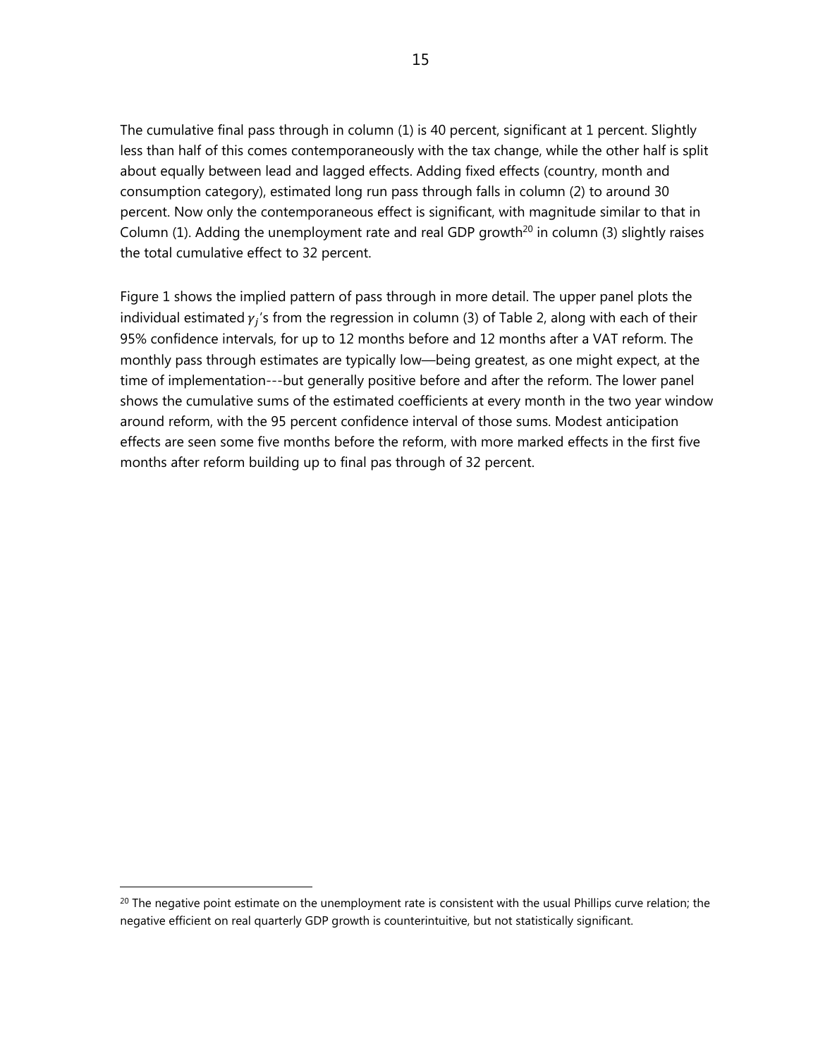The cumulative final pass through in column (1) is 40 percent, significant at 1 percent. Slightly less than half of this comes contemporaneously with the tax change, while the other half is split about equally between lead and lagged effects. Adding fixed effects (country, month and consumption category), estimated long run pass through falls in column (2) to around 30 percent. Now only the contemporaneous effect is significant, with magnitude similar to that in Column (1). Adding the unemployment rate and real GDP growth[20] in column (3) slightly raises the total cumulative effect to 32 percent.

Figure 1 shows the implied pattern of pass through in more detail. The upper panel plots the individual estimated $\gamma_j$'s from the regression in column (3) of Table 2, along with each of their 95% confidence intervals, for up to 12 months before and 12 months after a VAT reform. The monthly pass through estimates are typically low—being greatest, as one might expect, at the time of implementation---but generally positive before and after the reform. The lower panel shows the cumulative sums of the estimated coefficients at every month in the two year window around reform, with the 95 percent confidence interval of those sums. Modest anticipation effects are seen some five months before the reform, with more marked effects in the first five months after reform building up to final pas through of 32 percent.

[20] The negative point estimate on the unemployment rate is consistent with the usual Phillips curve relation; the negative efficient on real quarterly GDP growth is counterintuitive, but not statistically significant.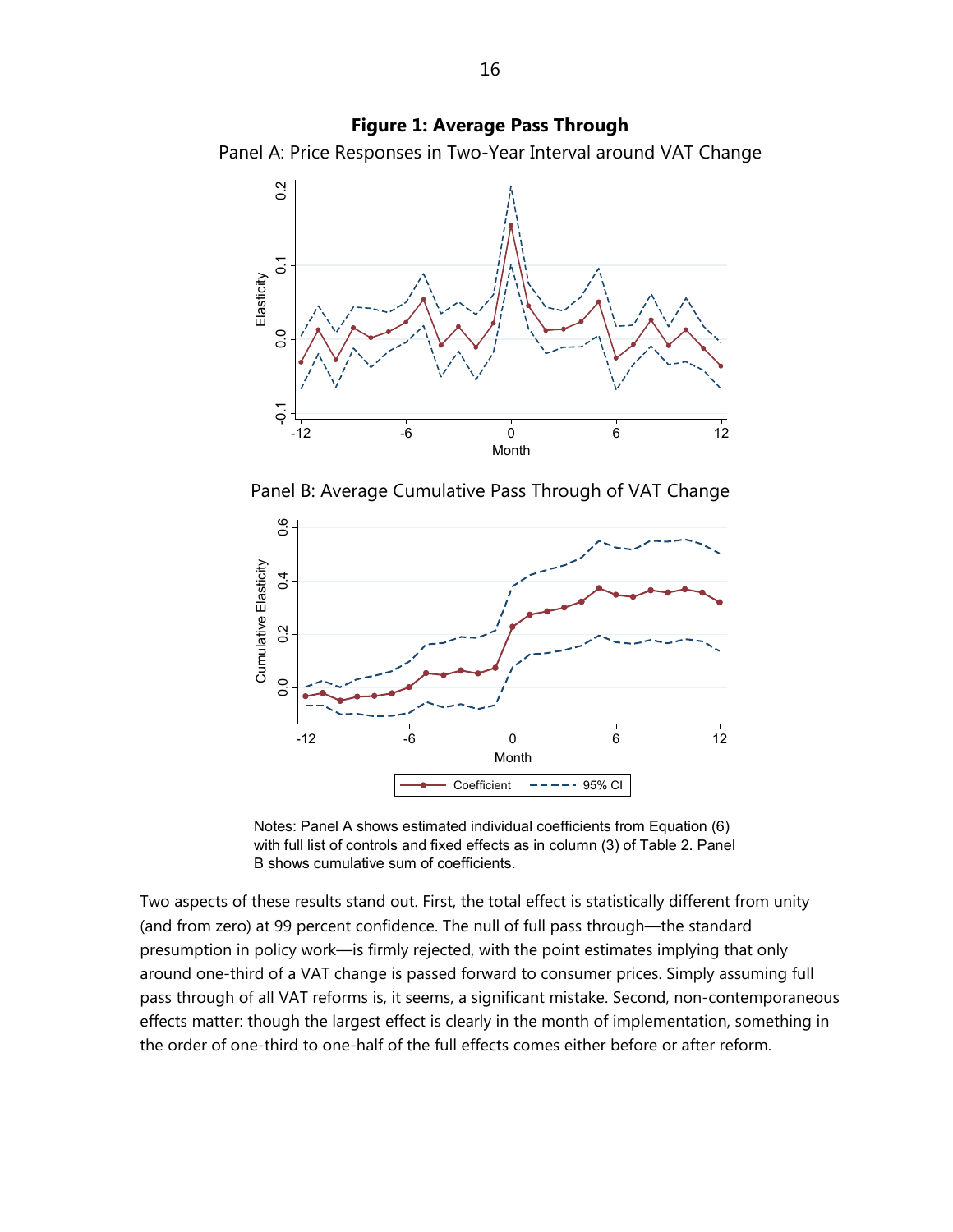**Figure 1: Average Pass Through**

Panel A: Price Responses in Two-Year Interval around VAT Change

Panel B: Average Cumulative Pass Through of VAT Change

Notes: Panel A shows estimated individual coefficients from Equation (6) with full list of controls and fixed effects as in column (3) of Table 2. Panel B shows cumulative sum of coefficients.

Two aspects of these results stand out. First, the total effect is statistically different from unity (and from zero) at 99 percent confidence. The null of full pass through—the standard presumption in policy work—is firmly rejected, with the point estimates implying that only around one-third of a VAT change is passed forward to consumer prices. Simply assuming full pass through of all VAT reforms is, it seems, a significant mistake. Second, non-contemporaneous effects matter: though the largest effect is clearly in the month of implementation, something in the order of one-third to one-half of the full effects comes either before or after reform.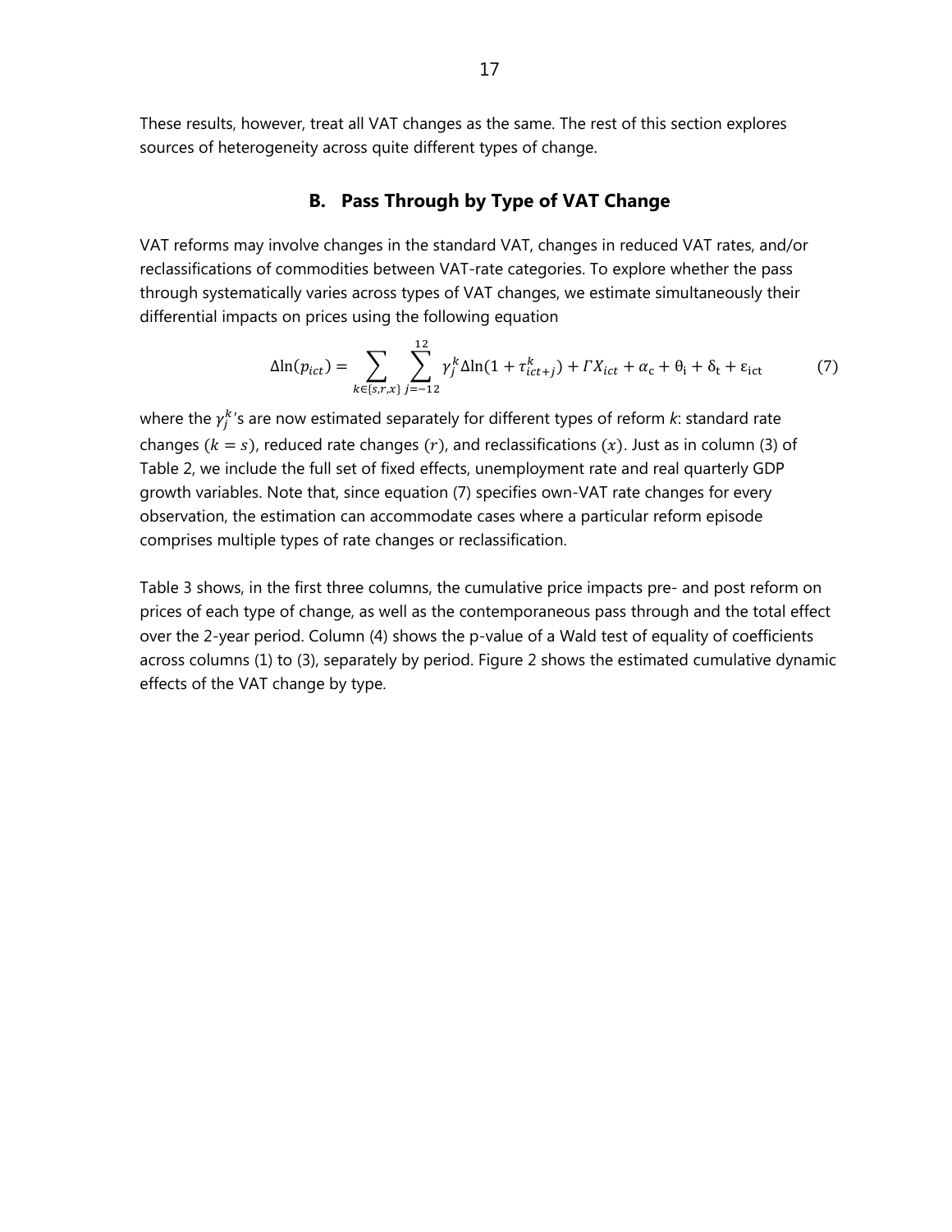These results, however, treat all VAT changes as the same. The rest of this section explores sources of heterogeneity across quite different types of change.

## B. Pass Through by Type of VAT Change

VAT reforms may involve changes in the standard VAT, changes in reduced VAT rates, and/or reclassifications of commodities between VAT-rate categories. To explore whether the pass through systematically varies across types of VAT changes, we estimate simultaneously their differential impacts on prices using the following equation

$$\Delta \ln(p_{ict}) = \sum_{k \in \{s,r,x\}} \sum_{j=-12}^{12} \gamma_j^k \Delta \ln(1 + \tau_{ict+j}^k) + \Gamma X_{ict} + \alpha_c + \theta_i + \delta_t + \varepsilon_{ict} \qquad (7)$$

where the $\gamma_j^k$'s are now estimated separately for different types of reform $k$: standard rate changes ($k = s$), reduced rate changes ($r$), and reclassifications ($x$). Just as in column (3) of Table 2, we include the full set of fixed effects, unemployment rate and real quarterly GDP growth variables. Note that, since equation (7) specifies own-VAT rate changes for every observation, the estimation can accommodate cases where a particular reform episode comprises multiple types of rate changes or reclassification.

Table 3 shows, in the first three columns, the cumulative price impacts pre- and post reform on prices of each type of change, as well as the contemporaneous pass through and the total effect over the 2-year period. Column (4) shows the p-value of a Wald test of equality of coefficients across columns (1) to (3), separately by period. Figure 2 shows the estimated cumulative dynamic effects of the VAT change by type.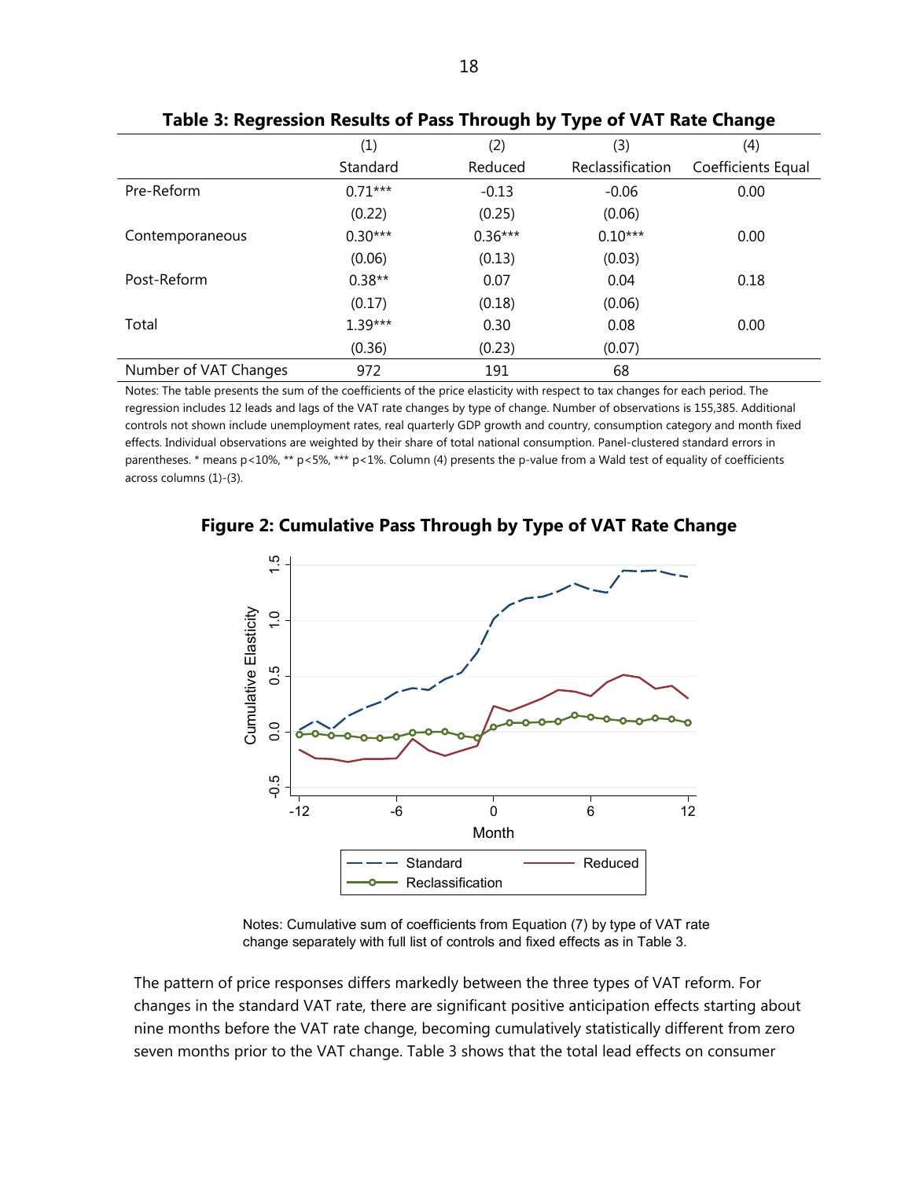**Table 3: Regression Results of Pass Through by Type of VAT Rate Change**

| | (1) | (2) | (3) | (4) |
|---|---|---|---|---|
| | Standard | Reduced | Reclassification | Coefficients Equal |
| Pre-Reform | 0.71*** | -0.13 | -0.06 | 0.00 |
| | (0.22) | (0.25) | (0.06) | |
| Contemporaneous | 0.30*** | 0.36*** | 0.10*** | 0.00 |
| | (0.06) | (0.13) | (0.03) | |
| Post-Reform | 0.38** | 0.07 | 0.04 | 0.18 |
| | (0.17) | (0.18) | (0.06) | |
| Total | 1.39*** | 0.30 | 0.08 | 0.00 |
| | (0.36) | (0.23) | (0.07) | |
| Number of VAT Changes | 972 | 191 | 68 | |

Notes: The table presents the sum of the coefficients of the price elasticity with respect to tax changes for each period. The regression includes 12 leads and lags of the VAT rate changes by type of change. Number of observations is 155,385. Additional controls not shown include unemployment rates, real quarterly GDP growth and country, consumption category and month fixed effects. Individual observations are weighted by their share of total national consumption. Panel-clustered standard errors in parentheses. * means p<10%, ** p<5%, *** p<1%. Column (4) presents the p-value from a Wald test of equality of coefficients across columns (1)-(3).

**Figure 2: Cumulative Pass Through by Type of VAT Rate Change**

Notes: Cumulative sum of coefficients from Equation (7) by type of VAT rate change separately with full list of controls and fixed effects as in Table 3.

The pattern of price responses differs markedly between the three types of VAT reform. For changes in the standard VAT rate, there are significant positive anticipation effects starting about nine months before the VAT rate change, becoming cumulatively statistically different from zero seven months prior to the VAT change. Table 3 shows that the total lead effects on consumer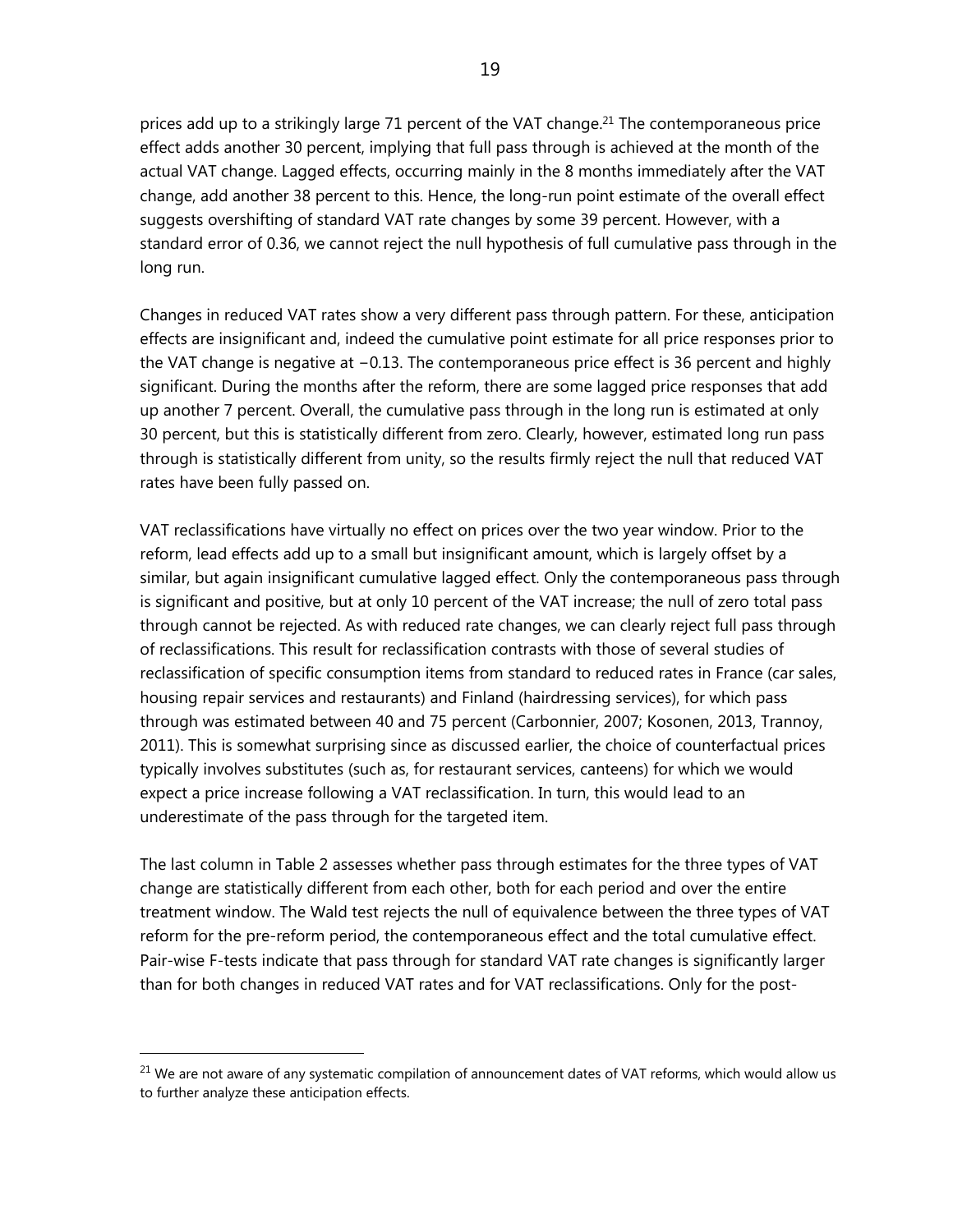prices add up to a strikingly large 71 percent of the VAT change.[21] The contemporaneous price effect adds another 30 percent, implying that full pass through is achieved at the month of the actual VAT change. Lagged effects, occurring mainly in the 8 months immediately after the VAT change, add another 38 percent to this. Hence, the long-run point estimate of the overall effect suggests overshifting of standard VAT rate changes by some 39 percent. However, with a standard error of 0.36, we cannot reject the null hypothesis of full cumulative pass through in the long run.

Changes in reduced VAT rates show a very different pass through pattern. For these, anticipation effects are insignificant and, indeed the cumulative point estimate for all price responses prior to the VAT change is negative at −0.13. The contemporaneous price effect is 36 percent and highly significant. During the months after the reform, there are some lagged price responses that add up another 7 percent. Overall, the cumulative pass through in the long run is estimated at only 30 percent, but this is statistically different from zero. Clearly, however, estimated long run pass through is statistically different from unity, so the results firmly reject the null that reduced VAT rates have been fully passed on.

VAT reclassifications have virtually no effect on prices over the two year window. Prior to the reform, lead effects add up to a small but insignificant amount, which is largely offset by a similar, but again insignificant cumulative lagged effect. Only the contemporaneous pass through is significant and positive, but at only 10 percent of the VAT increase; the null of zero total pass through cannot be rejected. As with reduced rate changes, we can clearly reject full pass through of reclassifications. This result for reclassification contrasts with those of several studies of reclassification of specific consumption items from standard to reduced rates in France (car sales, housing repair services and restaurants) and Finland (hairdressing services), for which pass through was estimated between 40 and 75 percent (Carbonnier, 2007; Kosonen, 2013, Trannoy, 2011). This is somewhat surprising since as discussed earlier, the choice of counterfactual prices typically involves substitutes (such as, for restaurant services, canteens) for which we would expect a price increase following a VAT reclassification. In turn, this would lead to an underestimate of the pass through for the targeted item.

The last column in Table 2 assesses whether pass through estimates for the three types of VAT change are statistically different from each other, both for each period and over the entire treatment window. The Wald test rejects the null of equivalence between the three types of VAT reform for the pre-reform period, the contemporaneous effect and the total cumulative effect. Pair-wise F-tests indicate that pass through for standard VAT rate changes is significantly larger than for both changes in reduced VAT rates and for VAT reclassifications. Only for the post-

[21] We are not aware of any systematic compilation of announcement dates of VAT reforms, which would allow us to further analyze these anticipation effects.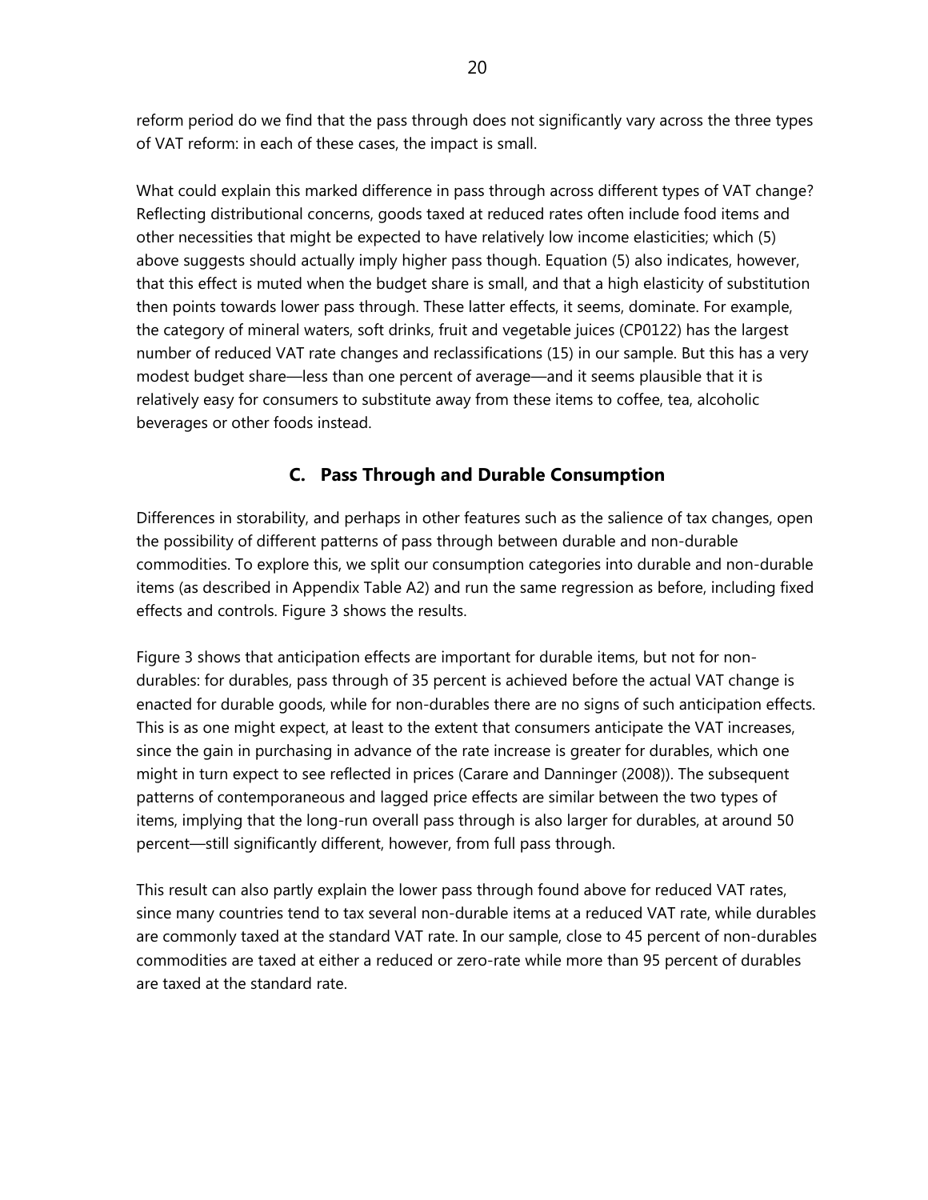reform period do we find that the pass through does not significantly vary across the three types of VAT reform: in each of these cases, the impact is small.

What could explain this marked difference in pass through across different types of VAT change? Reflecting distributional concerns, goods taxed at reduced rates often include food items and other necessities that might be expected to have relatively low income elasticities; which (5) above suggests should actually imply higher pass though. Equation (5) also indicates, however, that this effect is muted when the budget share is small, and that a high elasticity of substitution then points towards lower pass through. These latter effects, it seems, dominate. For example, the category of mineral waters, soft drinks, fruit and vegetable juices (CP0122) has the largest number of reduced VAT rate changes and reclassifications (15) in our sample. But this has a very modest budget share—less than one percent of average—and it seems plausible that it is relatively easy for consumers to substitute away from these items to coffee, tea, alcoholic beverages or other foods instead.

## C. Pass Through and Durable Consumption

Differences in storability, and perhaps in other features such as the salience of tax changes, open the possibility of different patterns of pass through between durable and non-durable commodities. To explore this, we split our consumption categories into durable and non-durable items (as described in Appendix Table A2) and run the same regression as before, including fixed effects and controls. Figure 3 shows the results.

Figure 3 shows that anticipation effects are important for durable items, but not for non-durables: for durables, pass through of 35 percent is achieved before the actual VAT change is enacted for durable goods, while for non-durables there are no signs of such anticipation effects. This is as one might expect, at least to the extent that consumers anticipate the VAT increases, since the gain in purchasing in advance of the rate increase is greater for durables, which one might in turn expect to see reflected in prices (Carare and Danninger (2008)). The subsequent patterns of contemporaneous and lagged price effects are similar between the two types of items, implying that the long-run overall pass through is also larger for durables, at around 50 percent—still significantly different, however, from full pass through.

This result can also partly explain the lower pass through found above for reduced VAT rates, since many countries tend to tax several non-durable items at a reduced VAT rate, while durables are commonly taxed at the standard VAT rate. In our sample, close to 45 percent of non-durables commodities are taxed at either a reduced or zero-rate while more than 95 percent of durables are taxed at the standard rate.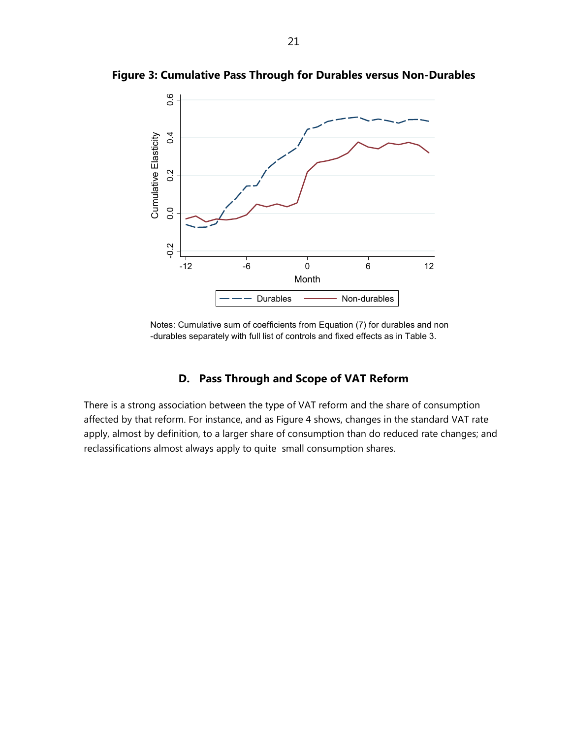**Figure 3: Cumulative Pass Through for Durables versus Non-Durables**

Notes: Cumulative sum of coefficients from Equation (7) for durables and non -durables separately with full list of controls and fixed effects as in Table 3.

### D. Pass Through and Scope of VAT Reform

There is a strong association between the type of VAT reform and the share of consumption affected by that reform. For instance, and as Figure 4 shows, changes in the standard VAT rate apply, almost by definition, to a larger share of consumption than do reduced rate changes; and reclassifications almost always apply to quite small consumption shares.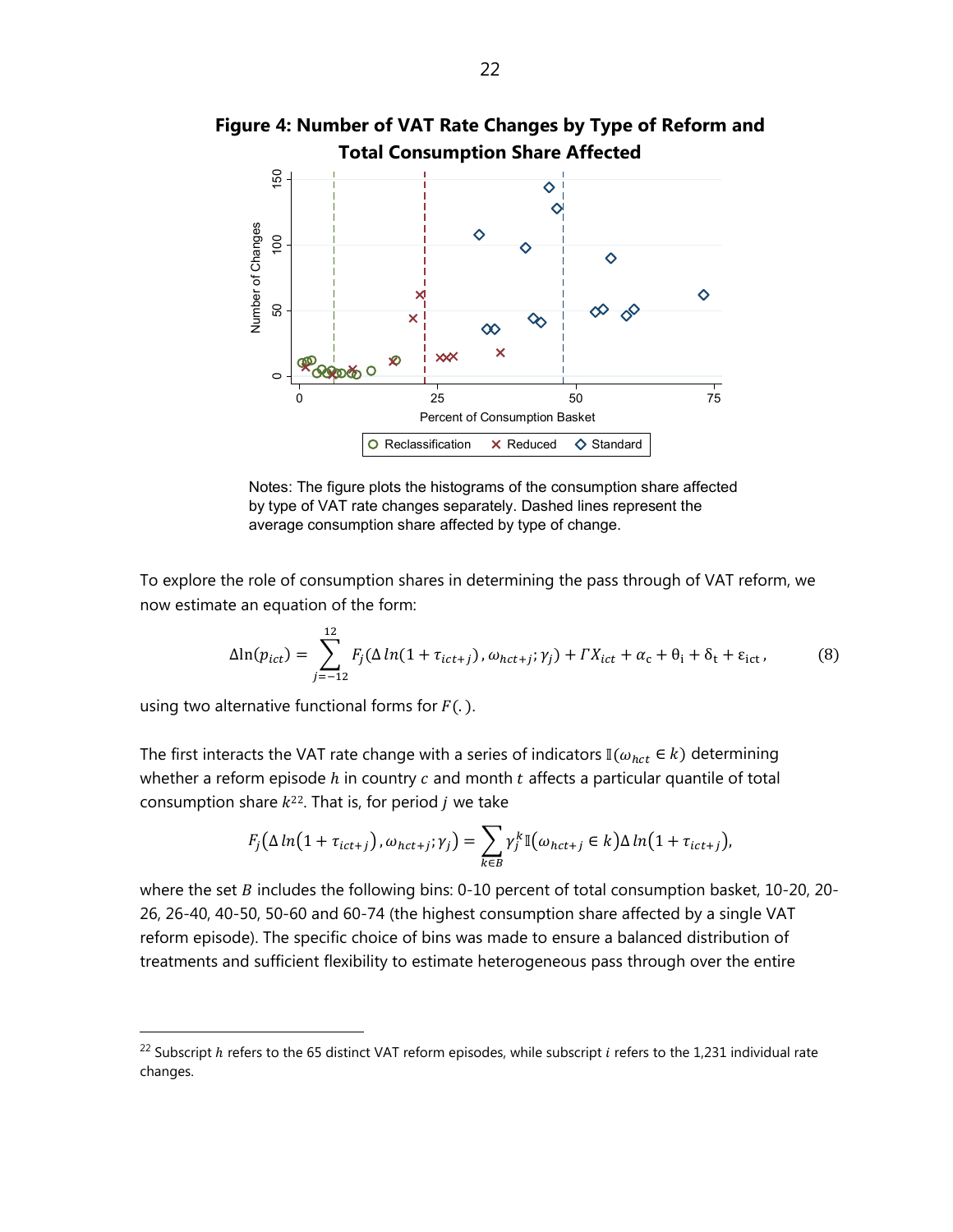**Figure 4: Number of VAT Rate Changes by Type of Reform and Total Consumption Share Affected**

Notes: The figure plots the histograms of the consumption share affected by type of VAT rate changes separately. Dashed lines represent the average consumption share affected by type of change.

To explore the role of consumption shares in determining the pass through of VAT reform, we now estimate an equation of the form:

$$\Delta \ln(p_{ict}) = \sum_{j=-12}^{12} F_j(\Delta \ln(1+\tau_{ict+j}), \omega_{hct+j}; \gamma_j) + \Gamma X_{ict} + \alpha_c + \theta_i + \delta_t + \varepsilon_{ict}, \tag{8}$$

using two alternative functional forms for $F(.)$.

The first interacts the VAT rate change with a series of indicators $\mathbb{I}(\omega_{hct} \in k)$ determining whether a reform episode $h$ in country $c$ and month $t$ affects a particular quantile of total consumption share $k$[22]. That is, for period $j$ we take

$$F_j\big(\Delta \ln\big(1+\tau_{ict+j}\big), \omega_{hct+j}; \gamma_j\big) = \sum_{k \in B} \gamma_j^k \mathbb{I}\big(\omega_{hct+j} \in k\big) \Delta \ln\big(1+\tau_{ict+j}\big),$$

where the set $B$ includes the following bins: 0-10 percent of total consumption basket, 10-20, 20-26, 26-40, 40-50, 50-60 and 60-74 (the highest consumption share affected by a single VAT reform episode). The specific choice of bins was made to ensure a balanced distribution of treatments and sufficient flexibility to estimate heterogeneous pass through over the entire

[22] Subscript $h$ refers to the 65 distinct VAT reform episodes, while subscript $i$ refers to the 1,231 individual rate changes.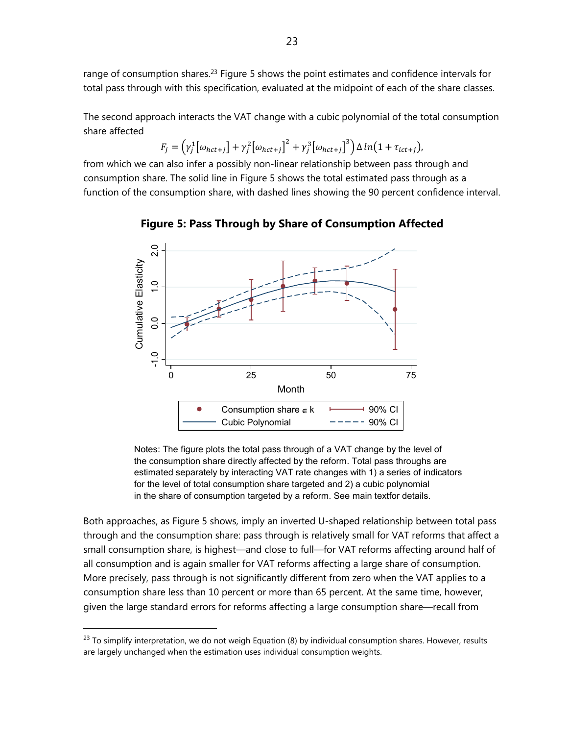range of consumption shares.[23] Figure 5 shows the point estimates and confidence intervals for total pass through with this specification, evaluated at the midpoint of each of the share classes.

The second approach interacts the VAT change with a cubic polynomial of the total consumption share affected

$$F_j = \left(\gamma_j^1[\omega_{hct+j}] + \gamma_j^2[\omega_{hct+j}]^2 + \gamma_j^3[\omega_{hct+j}]^3\right)\Delta\, ln\left(1 + \tau_{ict+j}\right),$$

from which we can also infer a possibly non-linear relationship between pass through and consumption share. The solid line in Figure 5 shows the total estimated pass through as a function of the consumption share, with dashed lines showing the 90 percent confidence interval.

**Figure 5: Pass Through by Share of Consumption Affected**

Notes: The figure plots the total pass through of a VAT change by the level of the consumption share directly affected by the reform. Total pass throughs are estimated separately by interacting VAT rate changes with 1) a series of indicators for the level of total consumption share targeted and 2) a cubic polynomial in the share of consumption targeted by a reform. See main textfor details.

Both approaches, as Figure 5 shows, imply an inverted U-shaped relationship between total pass through and the consumption share: pass through is relatively small for VAT reforms that affect a small consumption share, is highest—and close to full—for VAT reforms affecting around half of all consumption and is again smaller for VAT reforms affecting a large share of consumption. More precisely, pass through is not significantly different from zero when the VAT applies to a consumption share less than 10 percent or more than 65 percent. At the same time, however, given the large standard errors for reforms affecting a large consumption share—recall from

[23] To simplify interpretation, we do not weigh Equation (8) by individual consumption shares. However, results are largely unchanged when the estimation uses individual consumption weights.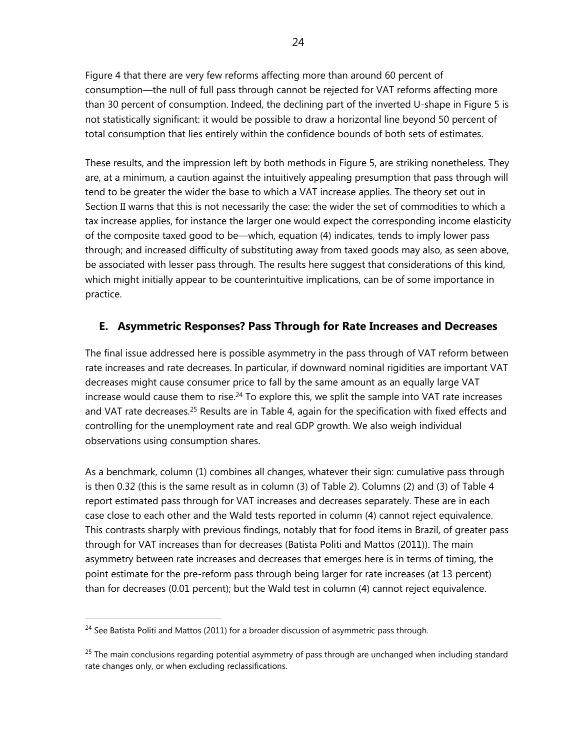Figure 4 that there are very few reforms affecting more than around 60 percent of consumption—the null of full pass through cannot be rejected for VAT reforms affecting more than 30 percent of consumption. Indeed, the declining part of the inverted U-shape in Figure 5 is not statistically significant: it would be possible to draw a horizontal line beyond 50 percent of total consumption that lies entirely within the confidence bounds of both sets of estimates.

These results, and the impression left by both methods in Figure 5, are striking nonetheless. They are, at a minimum, a caution against the intuitively appealing presumption that pass through will tend to be greater the wider the base to which a VAT increase applies. The theory set out in Section II warns that this is not necessarily the case: the wider the set of commodities to which a tax increase applies, for instance the larger one would expect the corresponding income elasticity of the composite taxed good to be—which, equation (4) indicates, tends to imply lower pass through; and increased difficulty of substituting away from taxed goods may also, as seen above, be associated with lesser pass through. The results here suggest that considerations of this kind, which might initially appear to be counterintuitive implications, can be of some importance in practice.

## E. Asymmetric Responses? Pass Through for Rate Increases and Decreases

The final issue addressed here is possible asymmetry in the pass through of VAT reform between rate increases and rate decreases. In particular, if downward nominal rigidities are important VAT decreases might cause consumer price to fall by the same amount as an equally large VAT increase would cause them to rise.[24] To explore this, we split the sample into VAT rate increases and VAT rate decreases.[25] Results are in Table 4, again for the specification with fixed effects and controlling for the unemployment rate and real GDP growth. We also weigh individual observations using consumption shares.

As a benchmark, column (1) combines all changes, whatever their sign: cumulative pass through is then 0.32 (this is the same result as in column (3) of Table 2). Columns (2) and (3) of Table 4 report estimated pass through for VAT increases and decreases separately. These are in each case close to each other and the Wald tests reported in column (4) cannot reject equivalence. This contrasts sharply with previous findings, notably that for food items in Brazil, of greater pass through for VAT increases than for decreases (Batista Politi and Mattos (2011)). The main asymmetry between rate increases and decreases that emerges here is in terms of timing, the point estimate for the pre-reform pass through being larger for rate increases (at 13 percent) than for decreases (0.01 percent); but the Wald test in column (4) cannot reject equivalence.

[24] See Batista Politi and Mattos (2011) for a broader discussion of asymmetric pass through.

[25] The main conclusions regarding potential asymmetry of pass through are unchanged when including standard rate changes only, or when excluding reclassifications.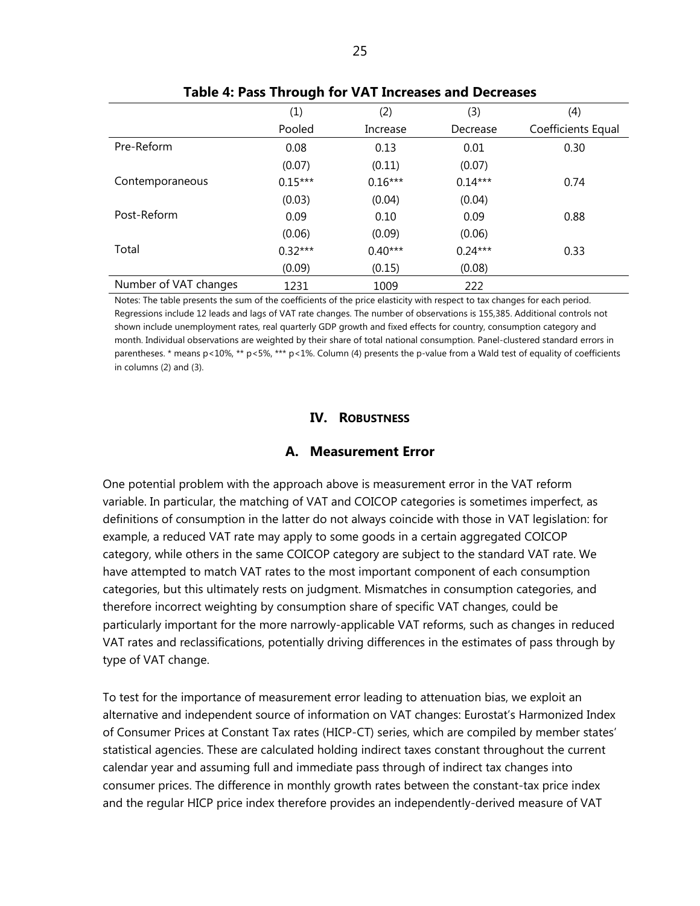**Table 4: Pass Through for VAT Increases and Decreases**

| | (1) | (2) | (3) | (4) |
|---|---|---|---|---|
| | Pooled | Increase | Decrease | Coefficients Equal |
| Pre-Reform | 0.08 | 0.13 | 0.01 | 0.30 |
| | (0.07) | (0.11) | (0.07) | |
| Contemporaneous | 0.15*** | 0.16*** | 0.14*** | 0.74 |
| | (0.03) | (0.04) | (0.04) | |
| Post-Reform | 0.09 | 0.10 | 0.09 | 0.88 |
| | (0.06) | (0.09) | (0.06) | |
| Total | 0.32*** | 0.40*** | 0.24*** | 0.33 |
| | (0.09) | (0.15) | (0.08) | |
| Number of VAT changes | 1231 | 1009 | 222 | |

Notes: The table presents the sum of the coefficients of the price elasticity with respect to tax changes for each period. Regressions include 12 leads and lags of VAT rate changes. The number of observations is 155,385. Additional controls not shown include unemployment rates, real quarterly GDP growth and fixed effects for country, consumption category and month. Individual observations are weighted by their share of total national consumption. Panel-clustered standard errors in parentheses. * means p<10%, ** p<5%, *** p<1%. Column (4) presents the p-value from a Wald test of equality of coefficients in columns (2) and (3).

# IV. Robustness

## A. Measurement Error

One potential problem with the approach above is measurement error in the VAT reform variable. In particular, the matching of VAT and COICOP categories is sometimes imperfect, as definitions of consumption in the latter do not always coincide with those in VAT legislation: for example, a reduced VAT rate may apply to some goods in a certain aggregated COICOP category, while others in the same COICOP category are subject to the standard VAT rate. We have attempted to match VAT rates to the most important component of each consumption categories, but this ultimately rests on judgment. Mismatches in consumption categories, and therefore incorrect weighting by consumption share of specific VAT changes, could be particularly important for the more narrowly-applicable VAT reforms, such as changes in reduced VAT rates and reclassifications, potentially driving differences in the estimates of pass through by type of VAT change.

To test for the importance of measurement error leading to attenuation bias, we exploit an alternative and independent source of information on VAT changes: Eurostat's Harmonized Index of Consumer Prices at Constant Tax rates (HICP-CT) series, which are compiled by member states' statistical agencies. These are calculated holding indirect taxes constant throughout the current calendar year and assuming full and immediate pass through of indirect tax changes into consumer prices. The difference in monthly growth rates between the constant-tax price index and the regular HICP price index therefore provides an independently-derived measure of VAT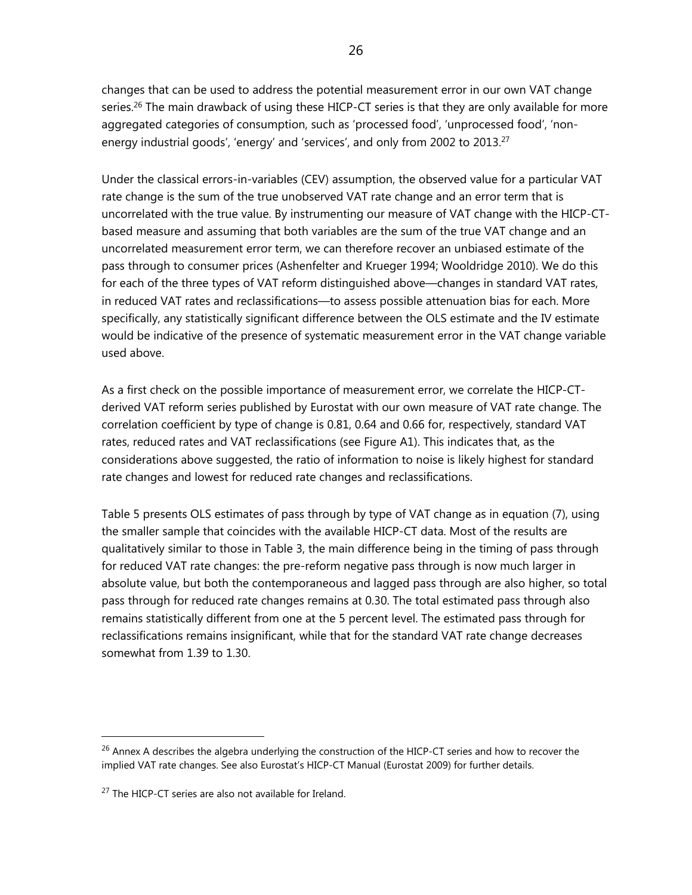changes that can be used to address the potential measurement error in our own VAT change series.[26] The main drawback of using these HICP-CT series is that they are only available for more aggregated categories of consumption, such as 'processed food', 'unprocessed food', 'non-energy industrial goods', 'energy' and 'services', and only from 2002 to 2013.[27]

Under the classical errors-in-variables (CEV) assumption, the observed value for a particular VAT rate change is the sum of the true unobserved VAT rate change and an error term that is uncorrelated with the true value. By instrumenting our measure of VAT change with the HICP-CT-based measure and assuming that both variables are the sum of the true VAT change and an uncorrelated measurement error term, we can therefore recover an unbiased estimate of the pass through to consumer prices (Ashenfelter and Krueger 1994; Wooldridge 2010). We do this for each of the three types of VAT reform distinguished above—changes in standard VAT rates, in reduced VAT rates and reclassifications—to assess possible attenuation bias for each. More specifically, any statistically significant difference between the OLS estimate and the IV estimate would be indicative of the presence of systematic measurement error in the VAT change variable used above.

As a first check on the possible importance of measurement error, we correlate the HICP-CT-derived VAT reform series published by Eurostat with our own measure of VAT rate change. The correlation coefficient by type of change is 0.81, 0.64 and 0.66 for, respectively, standard VAT rates, reduced rates and VAT reclassifications (see Figure A1). This indicates that, as the considerations above suggested, the ratio of information to noise is likely highest for standard rate changes and lowest for reduced rate changes and reclassifications.

Table 5 presents OLS estimates of pass through by type of VAT change as in equation (7), using the smaller sample that coincides with the available HICP-CT data. Most of the results are qualitatively similar to those in Table 3, the main difference being in the timing of pass through for reduced VAT rate changes: the pre-reform negative pass through is now much larger in absolute value, but both the contemporaneous and lagged pass through are also higher, so total pass through for reduced rate changes remains at 0.30. The total estimated pass through also remains statistically different from one at the 5 percent level. The estimated pass through for reclassifications remains insignificant, while that for the standard VAT rate change decreases somewhat from 1.39 to 1.30.

[26] Annex A describes the algebra underlying the construction of the HICP-CT series and how to recover the implied VAT rate changes. See also Eurostat's HICP-CT Manual (Eurostat 2009) for further details.

[27] The HICP-CT series are also not available for Ireland.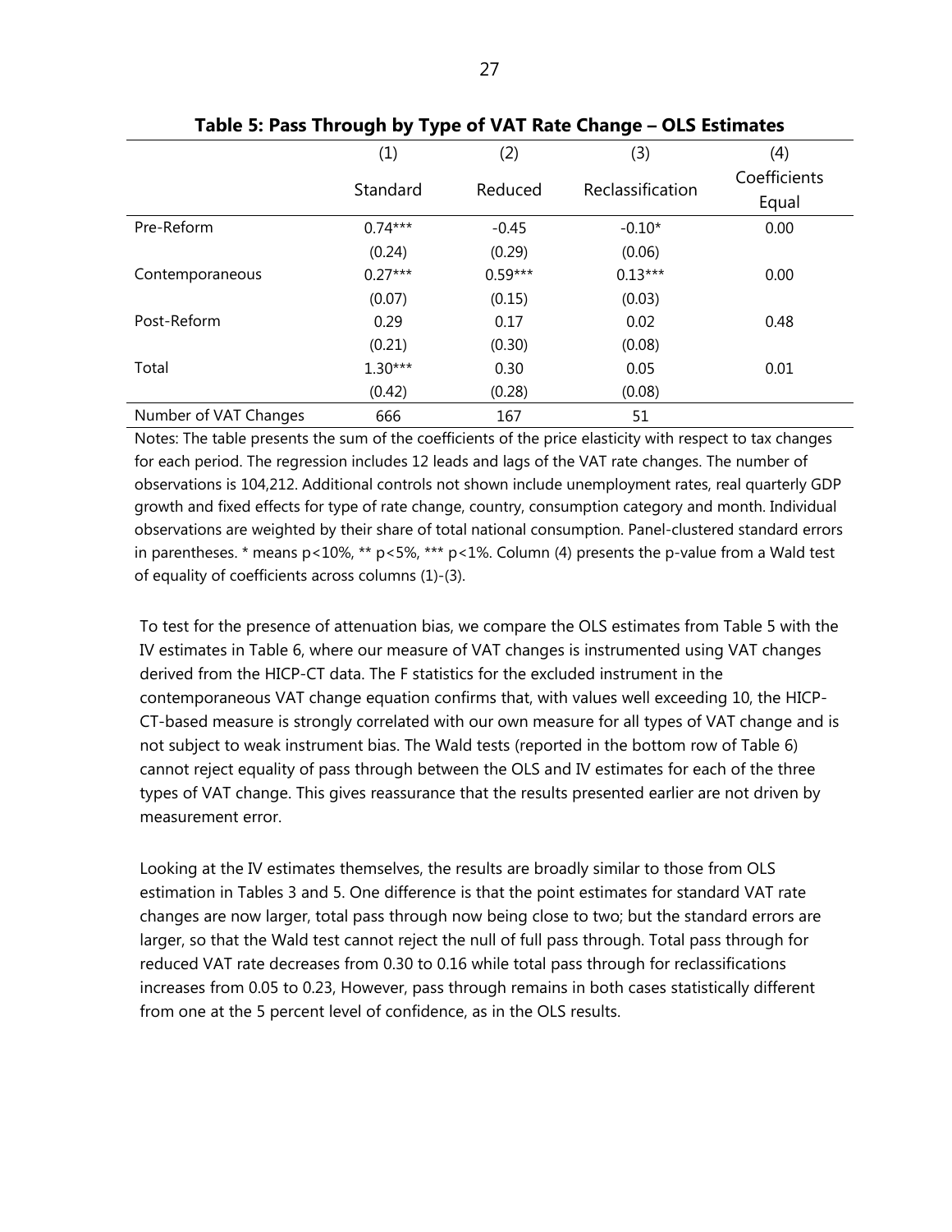**Table 5: Pass Through by Type of VAT Rate Change – OLS Estimates**

| | (1) Standard | (2) Reduced | (3) Reclassification | (4) Coefficients Equal |
|---|---|---|---|---|
| Pre-Reform | 0.74*** | -0.45 | -0.10* | 0.00 |
| | (0.24) | (0.29) | (0.06) | |
| Contemporaneous | 0.27*** | 0.59*** | 0.13*** | 0.00 |
| | (0.07) | (0.15) | (0.03) | |
| Post-Reform | 0.29 | 0.17 | 0.02 | 0.48 |
| | (0.21) | (0.30) | (0.08) | |
| Total | 1.30*** | 0.30 | 0.05 | 0.01 |
| | (0.42) | (0.28) | (0.08) | |
| Number of VAT Changes | 666 | 167 | 51 | |

Notes: The table presents the sum of the coefficients of the price elasticity with respect to tax changes for each period. The regression includes 12 leads and lags of the VAT rate changes. The number of observations is 104,212. Additional controls not shown include unemployment rates, real quarterly GDP growth and fixed effects for type of rate change, country, consumption category and month. Individual observations are weighted by their share of total national consumption. Panel-clustered standard errors in parentheses. * means p<10%, ** p<5%, *** p<1%. Column (4) presents the p-value from a Wald test of equality of coefficients across columns (1)-(3).

To test for the presence of attenuation bias, we compare the OLS estimates from Table 5 with the IV estimates in Table 6, where our measure of VAT changes is instrumented using VAT changes derived from the HICP-CT data. The F statistics for the excluded instrument in the contemporaneous VAT change equation confirms that, with values well exceeding 10, the HICP-CT-based measure is strongly correlated with our own measure for all types of VAT change and is not subject to weak instrument bias. The Wald tests (reported in the bottom row of Table 6) cannot reject equality of pass through between the OLS and IV estimates for each of the three types of VAT change. This gives reassurance that the results presented earlier are not driven by measurement error.

Looking at the IV estimates themselves, the results are broadly similar to those from OLS estimation in Tables 3 and 5. One difference is that the point estimates for standard VAT rate changes are now larger, total pass through now being close to two; but the standard errors are larger, so that the Wald test cannot reject the null of full pass through. Total pass through for reduced VAT rate decreases from 0.30 to 0.16 while total pass through for reclassifications increases from 0.05 to 0.23, However, pass through remains in both cases statistically different from one at the 5 percent level of confidence, as in the OLS results.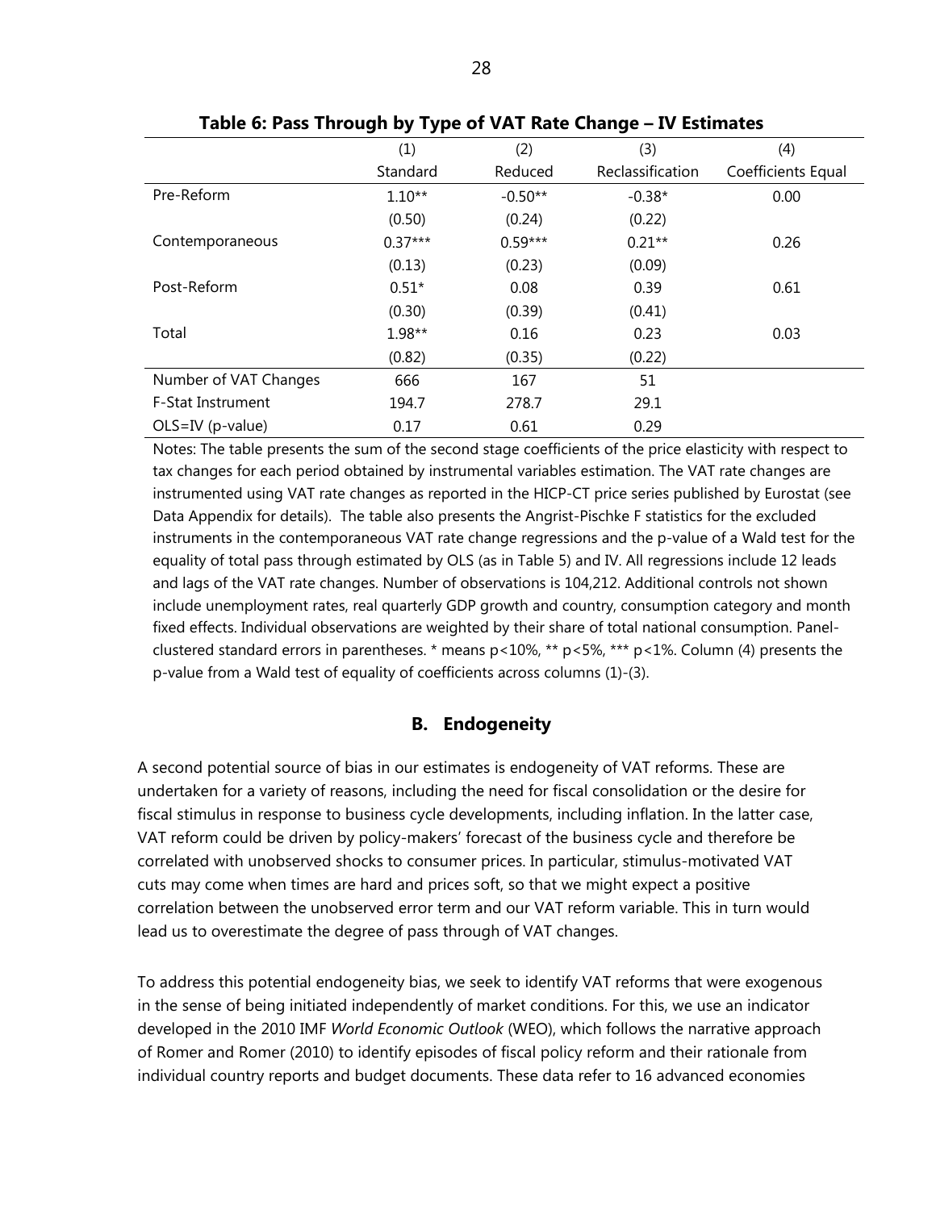**Table 6: Pass Through by Type of VAT Rate Change – IV Estimates**

| | (1) | (2) | (3) | (4) |
|---|---|---|---|---|
| | Standard | Reduced | Reclassification | Coefficients Equal |
| Pre-Reform | 1.10** | -0.50** | -0.38* | 0.00 |
| | (0.50) | (0.24) | (0.22) | |
| Contemporaneous | 0.37*** | 0.59*** | 0.21** | 0.26 |
| | (0.13) | (0.23) | (0.09) | |
| Post-Reform | 0.51* | 0.08 | 0.39 | 0.61 |
| | (0.30) | (0.39) | (0.41) | |
| Total | 1.98** | 0.16 | 0.23 | 0.03 |
| | (0.82) | (0.35) | (0.22) | |
| Number of VAT Changes | 666 | 167 | 51 | |
| F-Stat Instrument | 194.7 | 278.7 | 29.1 | |
| OLS=IV (p-value) | 0.17 | 0.61 | 0.29 | |

Notes: The table presents the sum of the second stage coefficients of the price elasticity with respect to tax changes for each period obtained by instrumental variables estimation. The VAT rate changes are instrumented using VAT rate changes as reported in the HICP-CT price series published by Eurostat (see Data Appendix for details). The table also presents the Angrist-Pischke F statistics for the excluded instruments in the contemporaneous VAT rate change regressions and the p-value of a Wald test for the equality of total pass through estimated by OLS (as in Table 5) and IV. All regressions include 12 leads and lags of the VAT rate changes. Number of observations is 104,212. Additional controls not shown include unemployment rates, real quarterly GDP growth and country, consumption category and month fixed effects. Individual observations are weighted by their share of total national consumption. Panel-clustered standard errors in parentheses. * means p<10%, ** p<5%, *** p<1%. Column (4) presents the p-value from a Wald test of equality of coefficients across columns (1)-(3).

## B. Endogeneity

A second potential source of bias in our estimates is endogeneity of VAT reforms. These are undertaken for a variety of reasons, including the need for fiscal consolidation or the desire for fiscal stimulus in response to business cycle developments, including inflation. In the latter case, VAT reform could be driven by policy-makers' forecast of the business cycle and therefore be correlated with unobserved shocks to consumer prices. In particular, stimulus-motivated VAT cuts may come when times are hard and prices soft, so that we might expect a positive correlation between the unobserved error term and our VAT reform variable. This in turn would lead us to overestimate the degree of pass through of VAT changes.

To address this potential endogeneity bias, we seek to identify VAT reforms that were exogenous in the sense of being initiated independently of market conditions. For this, we use an indicator developed in the 2010 IMF *World Economic Outlook* (WEO), which follows the narrative approach of Romer and Romer (2010) to identify episodes of fiscal policy reform and their rationale from individual country reports and budget documents. These data refer to 16 advanced economies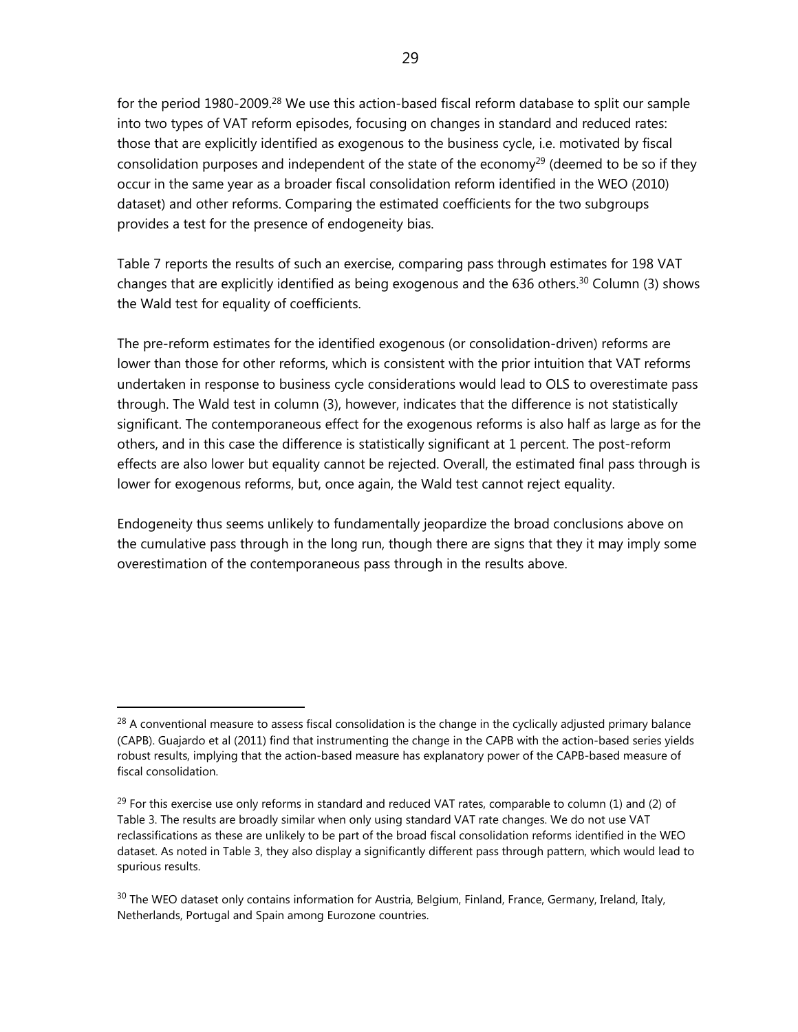for the period 1980-2009.[28] We use this action-based fiscal reform database to split our sample into two types of VAT reform episodes, focusing on changes in standard and reduced rates: those that are explicitly identified as exogenous to the business cycle, i.e. motivated by fiscal consolidation purposes and independent of the state of the economy[29] (deemed to be so if they occur in the same year as a broader fiscal consolidation reform identified in the WEO (2010) dataset) and other reforms. Comparing the estimated coefficients for the two subgroups provides a test for the presence of endogeneity bias.

Table 7 reports the results of such an exercise, comparing pass through estimates for 198 VAT changes that are explicitly identified as being exogenous and the 636 others.[30] Column (3) shows the Wald test for equality of coefficients.

The pre-reform estimates for the identified exogenous (or consolidation-driven) reforms are lower than those for other reforms, which is consistent with the prior intuition that VAT reforms undertaken in response to business cycle considerations would lead to OLS to overestimate pass through. The Wald test in column (3), however, indicates that the difference is not statistically significant. The contemporaneous effect for the exogenous reforms is also half as large as for the others, and in this case the difference is statistically significant at 1 percent. The post-reform effects are also lower but equality cannot be rejected. Overall, the estimated final pass through is lower for exogenous reforms, but, once again, the Wald test cannot reject equality.

Endogeneity thus seems unlikely to fundamentally jeopardize the broad conclusions above on the cumulative pass through in the long run, though there are signs that they it may imply some overestimation of the contemporaneous pass through in the results above.

---

[28] A conventional measure to assess fiscal consolidation is the change in the cyclically adjusted primary balance (CAPB). Guajardo et al (2011) find that instrumenting the change in the CAPB with the action-based series yields robust results, implying that the action-based measure has explanatory power of the CAPB-based measure of fiscal consolidation.

[29] For this exercise use only reforms in standard and reduced VAT rates, comparable to column (1) and (2) of Table 3. The results are broadly similar when only using standard VAT rate changes. We do not use VAT reclassifications as these are unlikely to be part of the broad fiscal consolidation reforms identified in the WEO dataset. As noted in Table 3, they also display a significantly different pass through pattern, which would lead to spurious results.

[30] The WEO dataset only contains information for Austria, Belgium, Finland, France, Germany, Ireland, Italy, Netherlands, Portugal and Spain among Eurozone countries.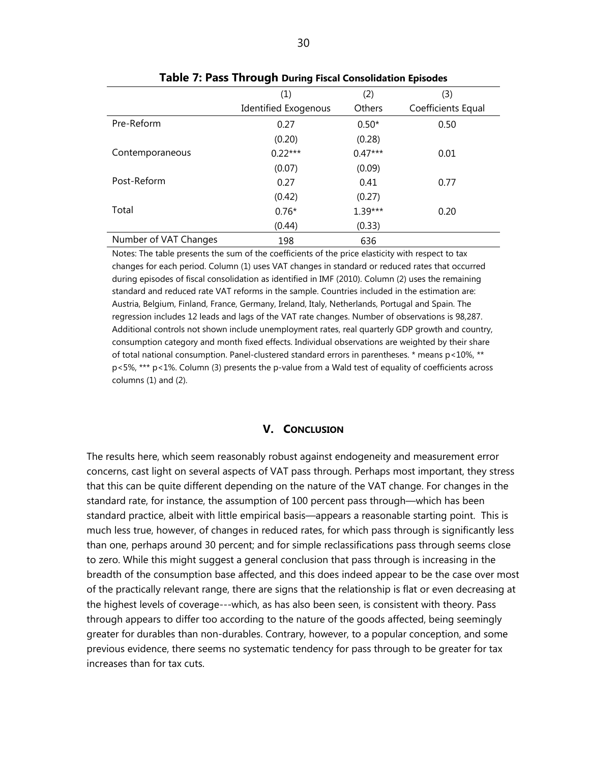**Table 7: Pass Through During Fiscal Consolidation Episodes**

| | (1) | (2) | (3) |
|---|---|---|---|
| | Identified Exogenous | Others | Coefficients Equal |
| Pre-Reform | 0.27 | 0.50* | 0.50 |
| | (0.20) | (0.28) | |
| Contemporaneous | 0.22*** | 0.47*** | 0.01 |
| | (0.07) | (0.09) | |
| Post-Reform | 0.27 | 0.41 | 0.77 |
| | (0.42) | (0.27) | |
| Total | 0.76* | 1.39*** | 0.20 |
| | (0.44) | (0.33) | |
| Number of VAT Changes | 198 | 636 | |

Notes: The table presents the sum of the coefficients of the price elasticity with respect to tax changes for each period. Column (1) uses VAT changes in standard or reduced rates that occurred during episodes of fiscal consolidation as identified in IMF (2010). Column (2) uses the remaining standard and reduced rate VAT reforms in the sample. Countries included in the estimation are: Austria, Belgium, Finland, France, Germany, Ireland, Italy, Netherlands, Portugal and Spain. The regression includes 12 leads and lags of the VAT rate changes. Number of observations is 98,287. Additional controls not shown include unemployment rates, real quarterly GDP growth and country, consumption category and month fixed effects. Individual observations are weighted by their share of total national consumption. Panel-clustered standard errors in parentheses. * means p<10%, ** p<5%, *** p<1%. Column (3) presents the p-value from a Wald test of equality of coefficients across columns (1) and (2).

## V. Conclusion

The results here, which seem reasonably robust against endogeneity and measurement error concerns, cast light on several aspects of VAT pass through. Perhaps most important, they stress that this can be quite different depending on the nature of the VAT change. For changes in the standard rate, for instance, the assumption of 100 percent pass through—which has been standard practice, albeit with little empirical basis—appears a reasonable starting point. This is much less true, however, of changes in reduced rates, for which pass through is significantly less than one, perhaps around 30 percent; and for simple reclassifications pass through seems close to zero. While this might suggest a general conclusion that pass through is increasing in the breadth of the consumption base affected, and this does indeed appear to be the case over most of the practically relevant range, there are signs that the relationship is flat or even decreasing at the highest levels of coverage---which, as has also been seen, is consistent with theory. Pass through appears to differ too according to the nature of the goods affected, being seemingly greater for durables than non-durables. Contrary, however, to a popular conception, and some previous evidence, there seems no systematic tendency for pass through to be greater for tax increases than for tax cuts.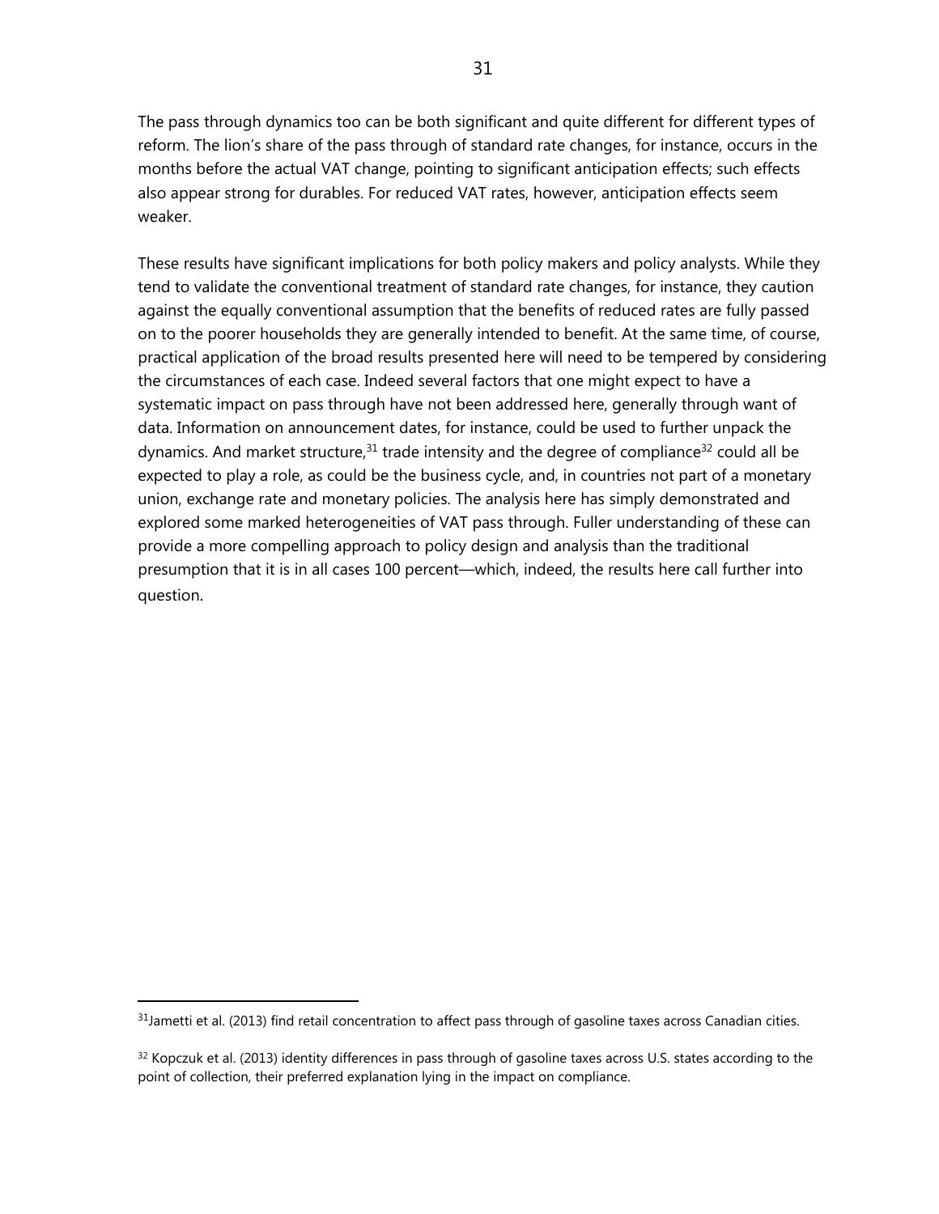The pass through dynamics too can be both significant and quite different for different types of reform. The lion's share of the pass through of standard rate changes, for instance, occurs in the months before the actual VAT change, pointing to significant anticipation effects; such effects also appear strong for durables. For reduced VAT rates, however, anticipation effects seem weaker.

These results have significant implications for both policy makers and policy analysts. While they tend to validate the conventional treatment of standard rate changes, for instance, they caution against the equally conventional assumption that the benefits of reduced rates are fully passed on to the poorer households they are generally intended to benefit. At the same time, of course, practical application of the broad results presented here will need to be tempered by considering the circumstances of each case. Indeed several factors that one might expect to have a systematic impact on pass through have not been addressed here, generally through want of data. Information on announcement dates, for instance, could be used to further unpack the dynamics. And market structure,[31] trade intensity and the degree of compliance[32] could all be expected to play a role, as could be the business cycle, and, in countries not part of a monetary union, exchange rate and monetary policies. The analysis here has simply demonstrated and explored some marked heterogeneities of VAT pass through. Fuller understanding of these can provide a more compelling approach to policy design and analysis than the traditional presumption that it is in all cases 100 percent—which, indeed, the results here call further into question.

---

[31] Jametti et al. (2013) find retail concentration to affect pass through of gasoline taxes across Canadian cities.

[32] Kopczuk et al. (2013) identity differences in pass through of gasoline taxes across U.S. states according to the point of collection, their preferred explanation lying in the impact on compliance.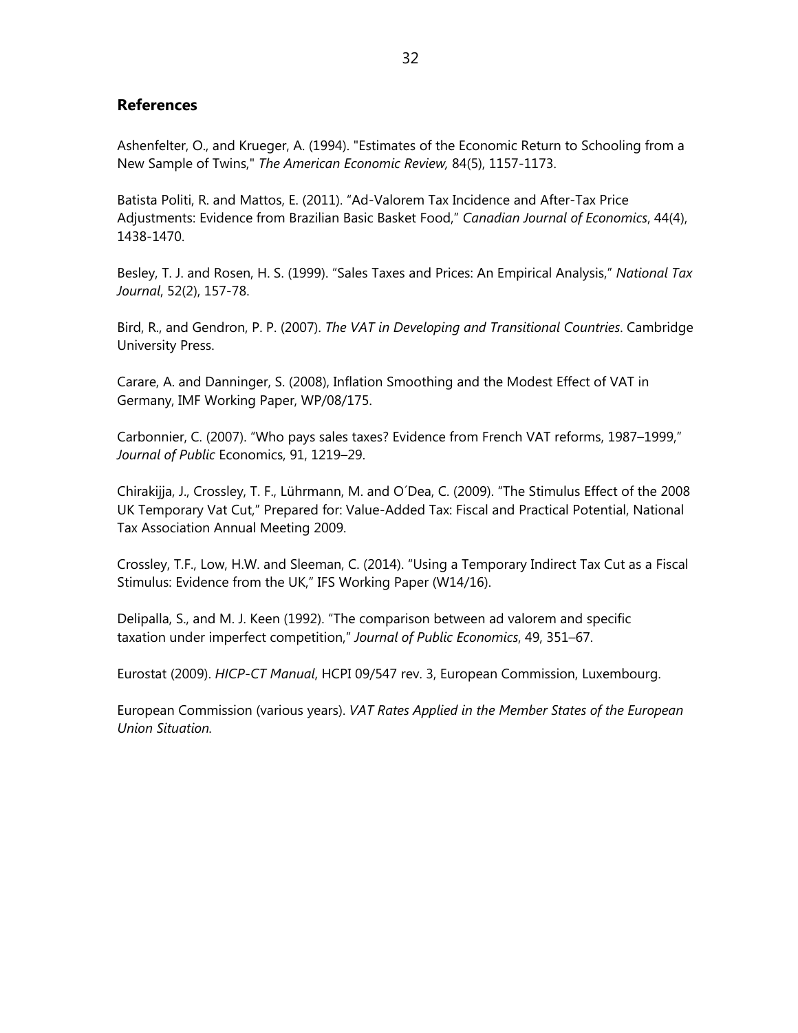## References

Ashenfelter, O., and Krueger, A. (1994). "Estimates of the Economic Return to Schooling from a New Sample of Twins," *The American Economic Review,* 84(5), 1157-1173.

Batista Politi, R. and Mattos, E. (2011). "Ad-Valorem Tax Incidence and After-Tax Price Adjustments: Evidence from Brazilian Basic Basket Food," *Canadian Journal of Economics*, 44(4), 1438-1470.

Besley, T. J. and Rosen, H. S. (1999). "Sales Taxes and Prices: An Empirical Analysis," *National Tax Journal*, 52(2), 157-78.

Bird, R., and Gendron, P. P. (2007). *The VAT in Developing and Transitional Countries*. Cambridge University Press.

Carare, A. and Danninger, S. (2008), Inflation Smoothing and the Modest Effect of VAT in Germany, IMF Working Paper, WP/08/175.

Carbonnier, C. (2007). "Who pays sales taxes? Evidence from French VAT reforms, 1987–1999," *Journal of Public* Economics, 91, 1219–29.

Chirakijja, J., Crossley, T. F., Lührmann, M. and O´Dea, C. (2009). "The Stimulus Effect of the 2008 UK Temporary Vat Cut," Prepared for: Value-Added Tax: Fiscal and Practical Potential, National Tax Association Annual Meeting 2009.

Crossley, T.F., Low, H.W. and Sleeman, C. (2014). "Using a Temporary Indirect Tax Cut as a Fiscal Stimulus: Evidence from the UK," IFS Working Paper (W14/16).

Delipalla, S., and M. J. Keen (1992). "The comparison between ad valorem and specific taxation under imperfect competition," *Journal of Public Economics*, 49, 351–67.

Eurostat (2009). *HICP-CT Manual*, HCPI 09/547 rev. 3, European Commission, Luxembourg.

European Commission (various years). *VAT Rates Applied in the Member States of the European Union Situation.*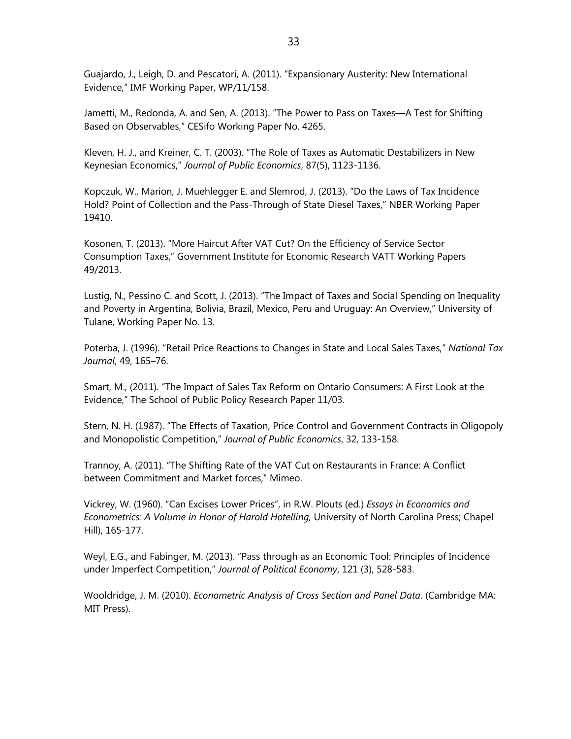Guajardo, J., Leigh, D. and Pescatori, A. (2011). "Expansionary Austerity: New International Evidence," IMF Working Paper, WP/11/158.

Jametti, M., Redonda, A. and Sen, A. (2013). "The Power to Pass on Taxes—A Test for Shifting Based on Observables," CESifo Working Paper No. 4265.

Kleven, H. J., and Kreiner, C. T. (2003). "The Role of Taxes as Automatic Destabilizers in New Keynesian Economics," *Journal of Public Economics*, 87(5), 1123-1136.

Kopczuk, W., Marion, J. Muehlegger E. and Slemrod, J. (2013). "Do the Laws of Tax Incidence Hold? Point of Collection and the Pass-Through of State Diesel Taxes," NBER Working Paper 19410.

Kosonen, T. (2013). "More Haircut After VAT Cut? On the Efficiency of Service Sector Consumption Taxes," Government Institute for Economic Research VATT Working Papers 49/2013.

Lustig, N., Pessino C. and Scott, J. (2013). "The Impact of Taxes and Social Spending on Inequality and Poverty in Argentina, Bolivia, Brazil, Mexico, Peru and Uruguay: An Overview," University of Tulane, Working Paper No. 13.

Poterba, J. (1996). "Retail Price Reactions to Changes in State and Local Sales Taxes," *National Tax Journal*, 49, 165–76.

Smart, M., (2011). "The Impact of Sales Tax Reform on Ontario Consumers: A First Look at the Evidence," The School of Public Policy Research Paper 11/03.

Stern, N. H. (1987). "The Effects of Taxation, Price Control and Government Contracts in Oligopoly and Monopolistic Competition," *Journal of Public Economics*, 32, 133-158.

Trannoy, A. (2011). "The Shifting Rate of the VAT Cut on Restaurants in France: A Conflict between Commitment and Market forces," Mimeo.

Vickrey, W. (1960). "Can Excises Lower Prices", in R.W. Plouts (ed.) *Essays in Economics and Econometrics: A Volume in Honor of Harold Hotelling,* University of North Carolina Press; Chapel Hill), 165-177.

Weyl, E.G., and Fabinger, M. (2013). "Pass through as an Economic Tool: Principles of Incidence under Imperfect Competition," *Journal of Political Economy*, 121 (3), 528-583.

Wooldridge, J. M. (2010). *Econometric Analysis of Cross Section and Panel Data*. (Cambridge MA: MIT Press).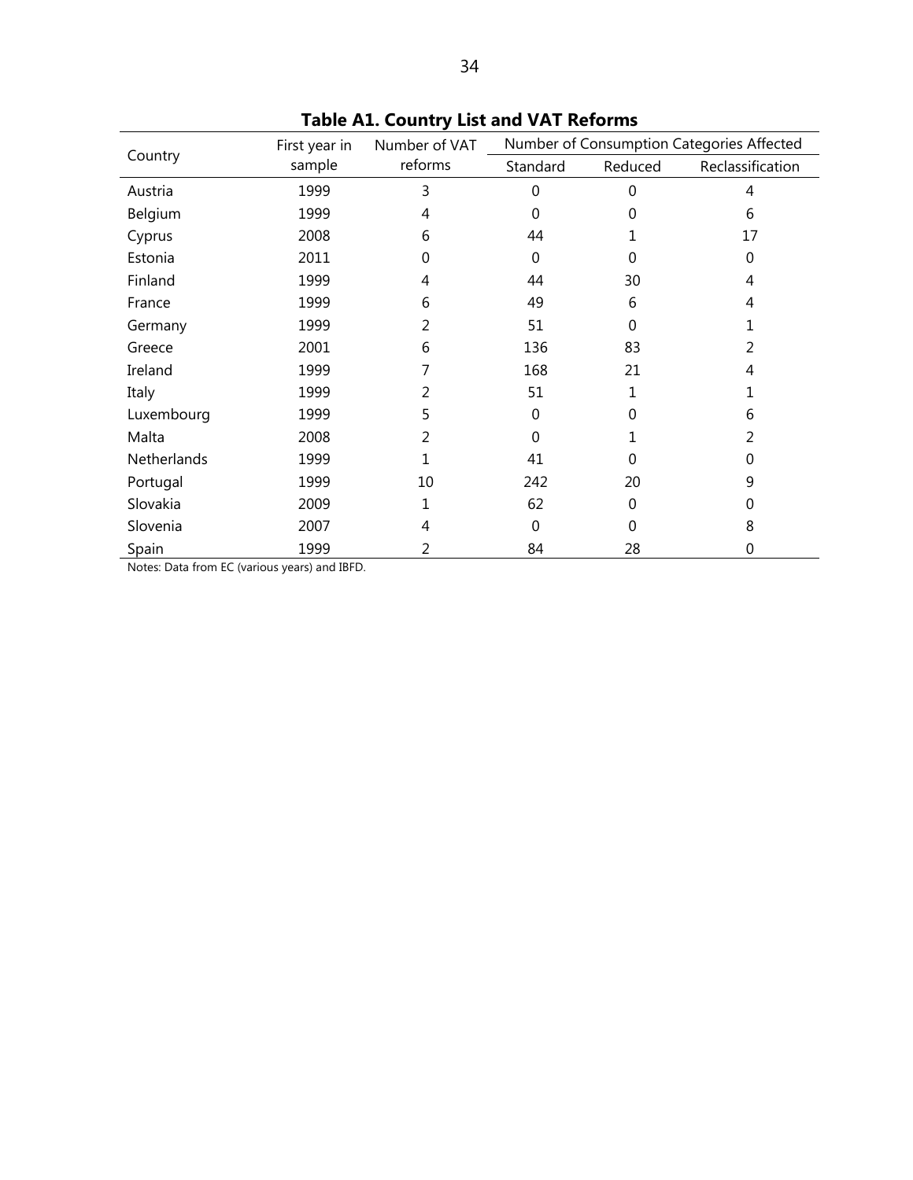**Table A1. Country List and VAT Reforms**

| Country | First year in sample | Number of VAT reforms | Number of Consumption Categories Affected | | |
|---|---|---|---|---|---|
| | | | Standard | Reduced | Reclassification |
| Austria | 1999 | 3 | 0 | 0 | 4 |
| Belgium | 1999 | 4 | 0 | 0 | 6 |
| Cyprus | 2008 | 6 | 44 | 1 | 17 |
| Estonia | 2011 | 0 | 0 | 0 | 0 |
| Finland | 1999 | 4 | 44 | 30 | 4 |
| France | 1999 | 6 | 49 | 6 | 4 |
| Germany | 1999 | 2 | 51 | 0 | 1 |
| Greece | 2001 | 6 | 136 | 83 | 2 |
| Ireland | 1999 | 7 | 168 | 21 | 4 |
| Italy | 1999 | 2 | 51 | 1 | 1 |
| Luxembourg | 1999 | 5 | 0 | 0 | 6 |
| Malta | 2008 | 2 | 0 | 1 | 2 |
| Netherlands | 1999 | 1 | 41 | 0 | 0 |
| Portugal | 1999 | 10 | 242 | 20 | 9 |
| Slovakia | 2009 | 1 | 62 | 0 | 0 |
| Slovenia | 2007 | 4 | 0 | 0 | 8 |
| Spain | 1999 | 2 | 84 | 28 | 0 |

Notes: Data from EC (various years) and IBFD.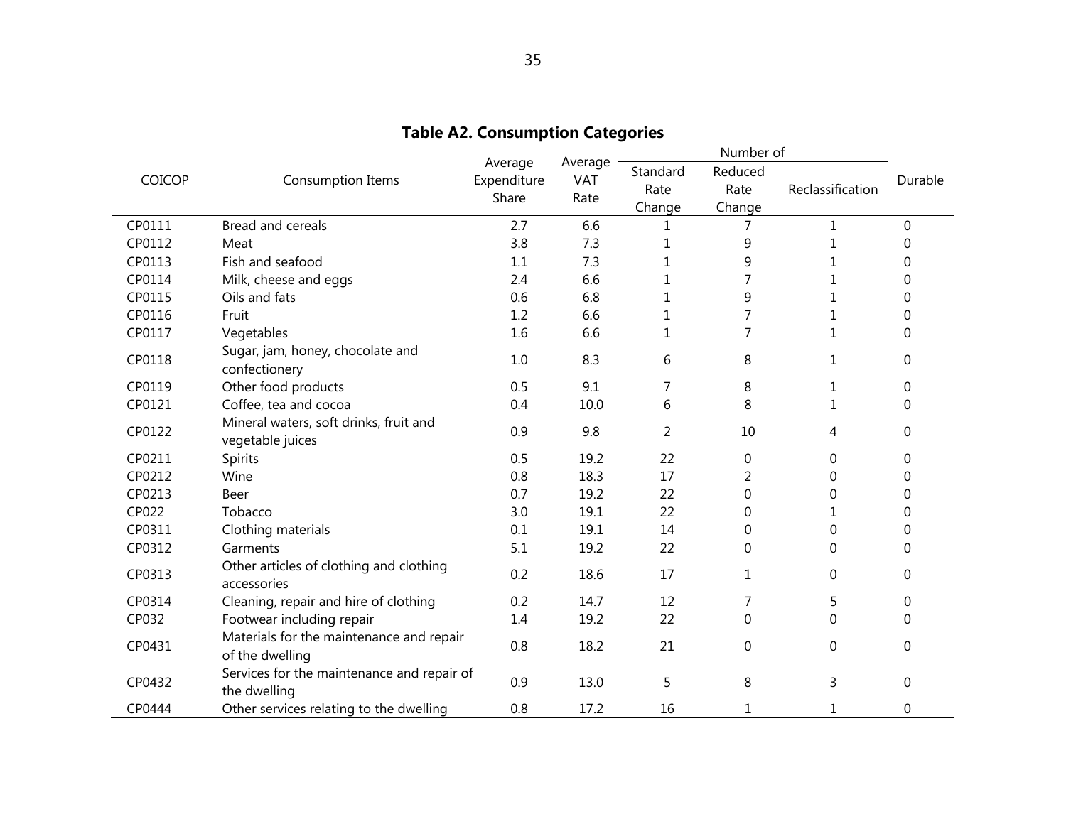**Table A2. Consumption Categories**

| COICOP | Consumption Items | Average Expenditure Share | Average VAT Rate | Number of | | | Durable |
|---|---|---|---|---|---|---|---|
| | | | | Standard Rate Change | Reduced Rate Change | Reclassification | |
| CP0111 | Bread and cereals | 2.7 | 6.6 | 1 | 7 | 1 | 0 |
| CP0112 | Meat | 3.8 | 7.3 | 1 | 9 | 1 | 0 |
| CP0113 | Fish and seafood | 1.1 | 7.3 | 1 | 9 | 1 | 0 |
| CP0114 | Milk, cheese and eggs | 2.4 | 6.6 | 1 | 7 | 1 | 0 |
| CP0115 | Oils and fats | 0.6 | 6.8 | 1 | 9 | 1 | 0 |
| CP0116 | Fruit | 1.2 | 6.6 | 1 | 7 | 1 | 0 |
| CP0117 | Vegetables | 1.6 | 6.6 | 1 | 7 | 1 | 0 |
| CP0118 | Sugar, jam, honey, chocolate and confectionery | 1.0 | 8.3 | 6 | 8 | 1 | 0 |
| CP0119 | Other food products | 0.5 | 9.1 | 7 | 8 | 1 | 0 |
| CP0121 | Coffee, tea and cocoa | 0.4 | 10.0 | 6 | 8 | 1 | 0 |
| CP0122 | Mineral waters, soft drinks, fruit and vegetable juices | 0.9 | 9.8 | 2 | 10 | 4 | 0 |
| CP0211 | Spirits | 0.5 | 19.2 | 22 | 0 | 0 | 0 |
| CP0212 | Wine | 0.8 | 18.3 | 17 | 2 | 0 | 0 |
| CP0213 | Beer | 0.7 | 19.2 | 22 | 0 | 0 | 0 |
| CP022 | Tobacco | 3.0 | 19.1 | 22 | 0 | 1 | 0 |
| CP0311 | Clothing materials | 0.1 | 19.1 | 14 | 0 | 0 | 0 |
| CP0312 | Garments | 5.1 | 19.2 | 22 | 0 | 0 | 0 |
| CP0313 | Other articles of clothing and clothing accessories | 0.2 | 18.6 | 17 | 1 | 0 | 0 |
| CP0314 | Cleaning, repair and hire of clothing | 0.2 | 14.7 | 12 | 7 | 5 | 0 |
| CP032 | Footwear including repair | 1.4 | 19.2 | 22 | 0 | 0 | 0 |
| CP0431 | Materials for the maintenance and repair of the dwelling | 0.8 | 18.2 | 21 | 0 | 0 | 0 |
| CP0432 | Services for the maintenance and repair of the dwelling | 0.9 | 13.0 | 5 | 8 | 3 | 0 |
| CP0444 | Other services relating to the dwelling | 0.8 | 17.2 | 16 | 1 | 1 | 0 |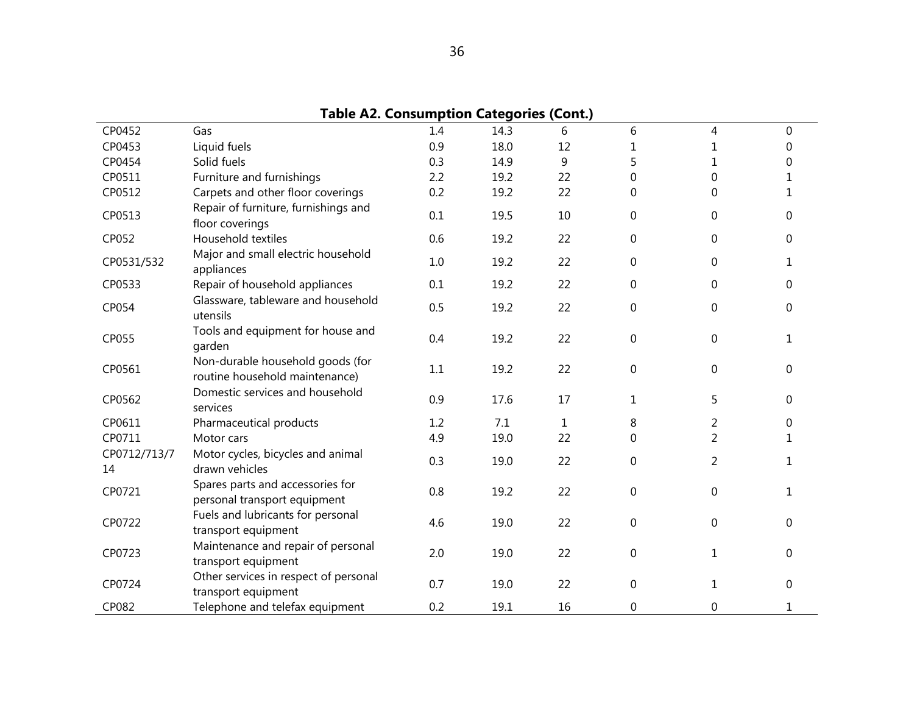**Table A2. Consumption Categories (Cont.)**

| | | | | | | | |
|---|---|---|---|---|---|---|---|
| CP0452 | Gas | 1.4 | 14.3 | 6 | 6 | 4 | 0 |
| CP0453 | Liquid fuels | 0.9 | 18.0 | 12 | 1 | 1 | 0 |
| CP0454 | Solid fuels | 0.3 | 14.9 | 9 | 5 | 1 | 0 |
| CP0511 | Furniture and furnishings | 2.2 | 19.2 | 22 | 0 | 0 | 1 |
| CP0512 | Carpets and other floor coverings | 0.2 | 19.2 | 22 | 0 | 0 | 1 |
| CP0513 | Repair of furniture, furnishings and floor coverings | 0.1 | 19.5 | 10 | 0 | 0 | 0 |
| CP052 | Household textiles | 0.6 | 19.2 | 22 | 0 | 0 | 0 |
| CP0531/532 | Major and small electric household appliances | 1.0 | 19.2 | 22 | 0 | 0 | 1 |
| CP0533 | Repair of household appliances | 0.1 | 19.2 | 22 | 0 | 0 | 0 |
| CP054 | Glassware, tableware and household utensils | 0.5 | 19.2 | 22 | 0 | 0 | 0 |
| CP055 | Tools and equipment for house and garden | 0.4 | 19.2 | 22 | 0 | 0 | 1 |
| CP0561 | Non-durable household goods (for routine household maintenance) | 1.1 | 19.2 | 22 | 0 | 0 | 0 |
| CP0562 | Domestic services and household services | 0.9 | 17.6 | 17 | 1 | 5 | 0 |
| CP0611 | Pharmaceutical products | 1.2 | 7.1 | 1 | 8 | 2 | 0 |
| CP0711 | Motor cars | 4.9 | 19.0 | 22 | 0 | 2 | 1 |
| CP0712/713/714 | Motor cycles, bicycles and animal drawn vehicles | 0.3 | 19.0 | 22 | 0 | 2 | 1 |
| CP0721 | Spares parts and accessories for personal transport equipment | 0.8 | 19.2 | 22 | 0 | 0 | 1 |
| CP0722 | Fuels and lubricants for personal transport equipment | 4.6 | 19.0 | 22 | 0 | 0 | 0 |
| CP0723 | Maintenance and repair of personal transport equipment | 2.0 | 19.0 | 22 | 0 | 1 | 0 |
| CP0724 | Other services in respect of personal transport equipment | 0.7 | 19.0 | 22 | 0 | 1 | 0 |
| CP082 | Telephone and telefax equipment | 0.2 | 19.1 | 16 | 0 | 0 | 1 |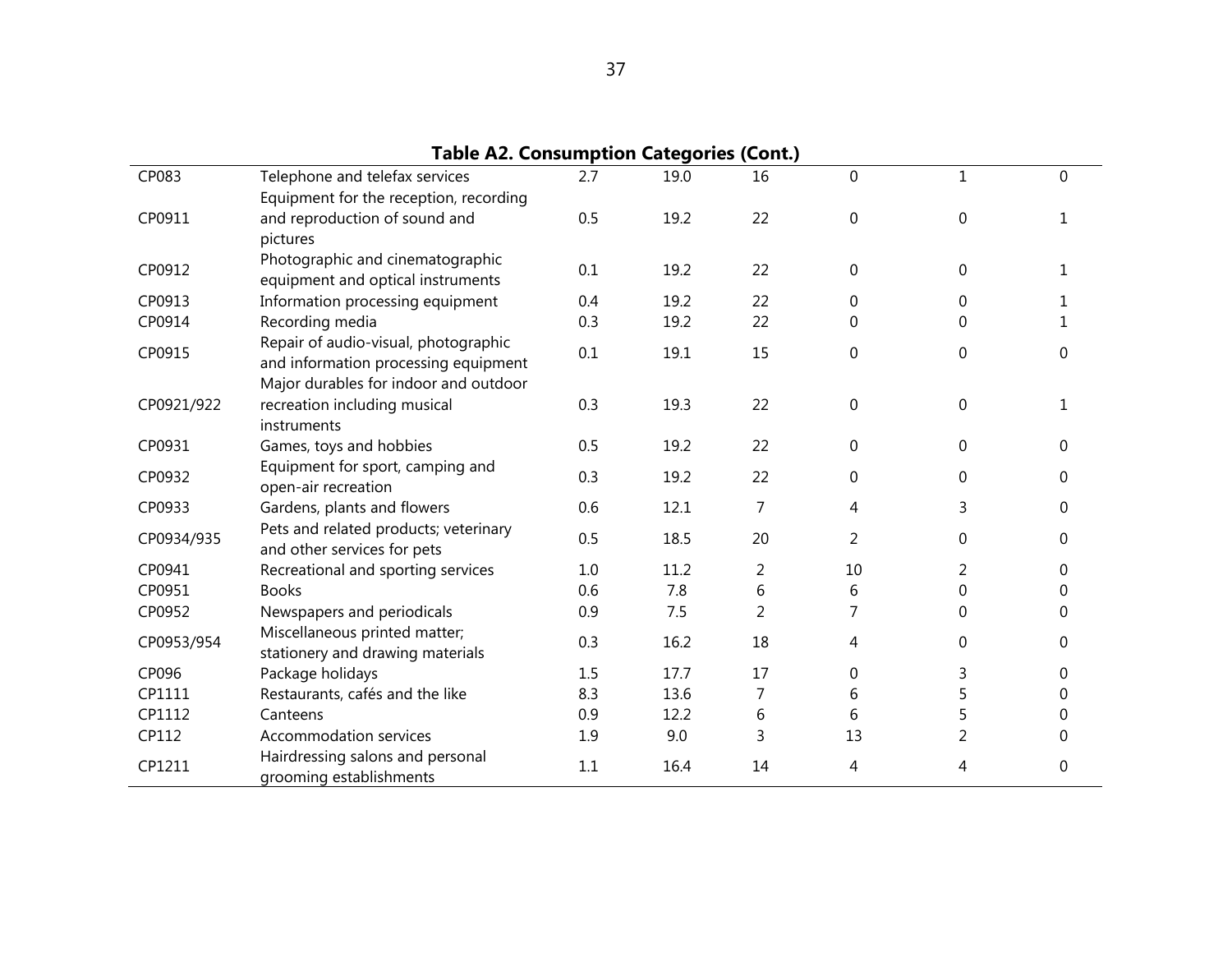**Table A2. Consumption Categories (Cont.)**

| | | | | | | | |
|---|---|---|---|---|---|---|---|
| CP083 | Telephone and telefax services | 2.7 | 19.0 | 16 | 0 | 1 | 0 |
| CP0911 | Equipment for the reception, recording and reproduction of sound and pictures | 0.5 | 19.2 | 22 | 0 | 0 | 1 |
| CP0912 | Photographic and cinematographic equipment and optical instruments | 0.1 | 19.2 | 22 | 0 | 0 | 1 |
| CP0913 | Information processing equipment | 0.4 | 19.2 | 22 | 0 | 0 | 1 |
| CP0914 | Recording media | 0.3 | 19.2 | 22 | 0 | 0 | 1 |
| CP0915 | Repair of audio-visual, photographic and information processing equipment | 0.1 | 19.1 | 15 | 0 | 0 | 0 |
| CP0921/922 | Major durables for indoor and outdoor recreation including musical instruments | 0.3 | 19.3 | 22 | 0 | 0 | 1 |
| CP0931 | Games, toys and hobbies | 0.5 | 19.2 | 22 | 0 | 0 | 0 |
| CP0932 | Equipment for sport, camping and open-air recreation | 0.3 | 19.2 | 22 | 0 | 0 | 0 |
| CP0933 | Gardens, plants and flowers | 0.6 | 12.1 | 7 | 4 | 3 | 0 |
| CP0934/935 | Pets and related products; veterinary and other services for pets | 0.5 | 18.5 | 20 | 2 | 0 | 0 |
| CP0941 | Recreational and sporting services | 1.0 | 11.2 | 2 | 10 | 2 | 0 |
| CP0951 | Books | 0.6 | 7.8 | 6 | 6 | 0 | 0 |
| CP0952 | Newspapers and periodicals | 0.9 | 7.5 | 2 | 7 | 0 | 0 |
| CP0953/954 | Miscellaneous printed matter; stationery and drawing materials | 0.3 | 16.2 | 18 | 4 | 0 | 0 |
| CP096 | Package holidays | 1.5 | 17.7 | 17 | 0 | 3 | 0 |
| CP1111 | Restaurants, cafés and the like | 8.3 | 13.6 | 7 | 6 | 5 | 0 |
| CP1112 | Canteens | 0.9 | 12.2 | 6 | 6 | 5 | 0 |
| CP112 | Accommodation services | 1.9 | 9.0 | 3 | 13 | 2 | 0 |
| CP1211 | Hairdressing salons and personal grooming establishments | 1.1 | 16.4 | 14 | 4 | 4 | 0 |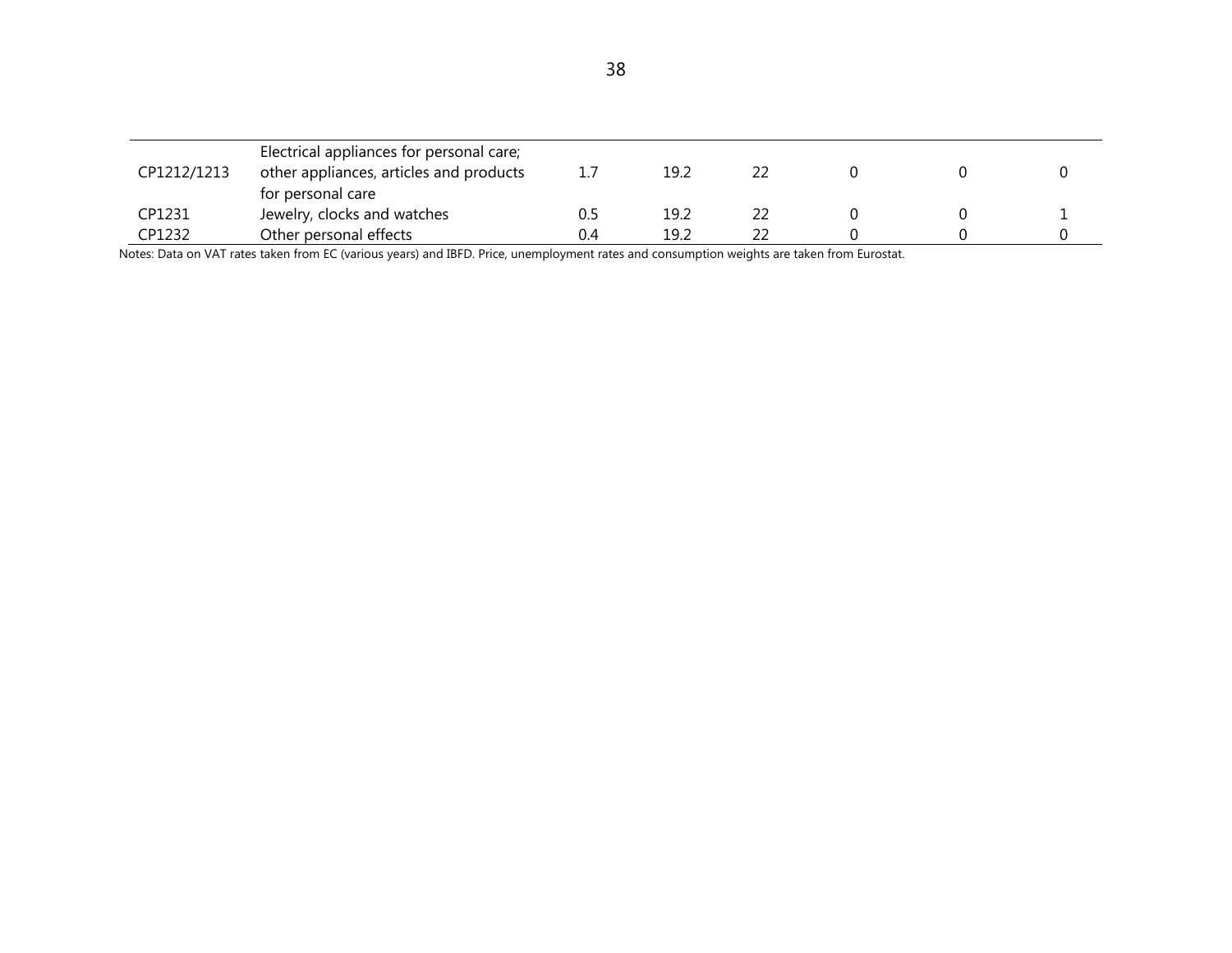|  |  |  |  |  |  |  |  |
|---|---|---|---|---|---|---|---|
| CP1212/1213 | Electrical appliances for personal care; other appliances, articles and products for personal care | 1.7 | 19.2 | 22 | 0 | 0 | 0 |
| CP1231 | Jewelry, clocks and watches | 0.5 | 19.2 | 22 | 0 | 0 | 1 |
| CP1232 | Other personal effects | 0.4 | 19.2 | 22 | 0 | 0 | 0 |

Notes: Data on VAT rates taken from EC (various years) and IBFD. Price, unemployment rates and consumption weights are taken from Eurostat.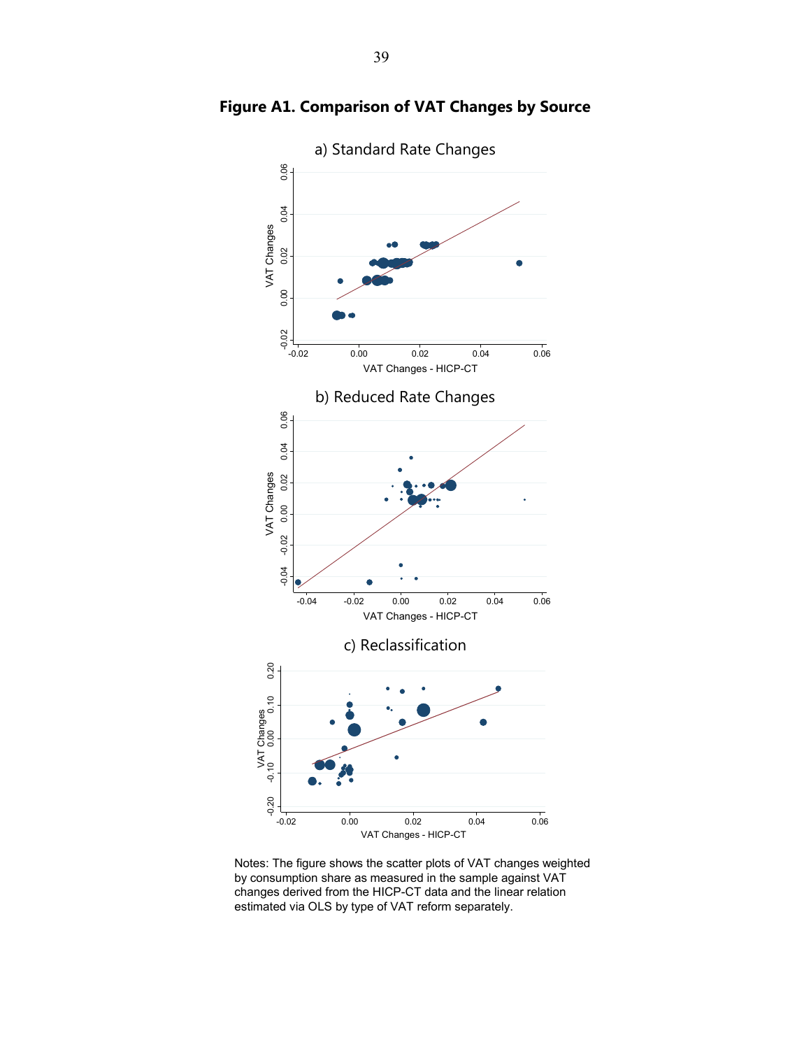**Figure A1. Comparison of VAT Changes by Source**

Notes: The figure shows the scatter plots of VAT changes weighted by consumption share as measured in the sample against VAT changes derived from the HICP-CT data and the linear relation estimated via OLS by type of VAT reform separately.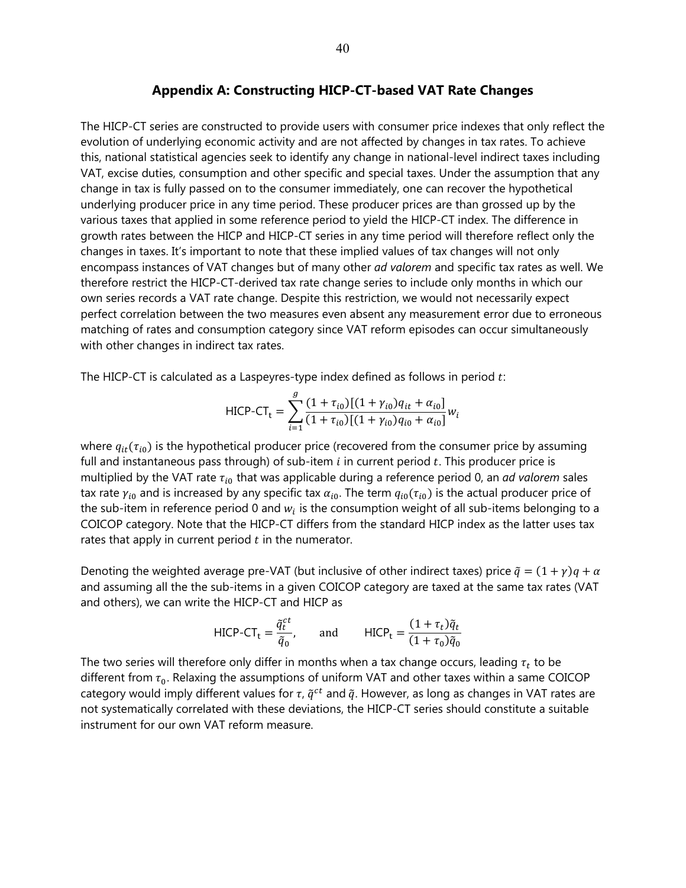## Appendix A: Constructing HICP-CT-based VAT Rate Changes

The HICP-CT series are constructed to provide users with consumer price indexes that only reflect the evolution of underlying economic activity and are not affected by changes in tax rates. To achieve this, national statistical agencies seek to identify any change in national-level indirect taxes including VAT, excise duties, consumption and other specific and special taxes. Under the assumption that any change in tax is fully passed on to the consumer immediately, one can recover the hypothetical underlying producer price in any time period. These producer prices are than grossed up by the various taxes that applied in some reference period to yield the HICP-CT index. The difference in growth rates between the HICP and HICP-CT series in any time period will therefore reflect only the changes in taxes. It's important to note that these implied values of tax changes will not only encompass instances of VAT changes but of many other *ad valorem* and specific tax rates as well. We therefore restrict the HICP-CT-derived tax rate change series to include only months in which our own series records a VAT rate change. Despite this restriction, we would not necessarily expect perfect correlation between the two measures even absent any measurement error due to erroneous matching of rates and consumption category since VAT reform episodes can occur simultaneously with other changes in indirect tax rates.

The HICP-CT is calculated as a Laspeyres-type index defined as follows in period $t$:

$$\text{HICP-CT}_{\text{t}} = \sum_{i=1}^{g} \frac{(1+\tau_{i0})[(1+\gamma_{i0})q_{it} + \alpha_{i0}]}{(1+\tau_{i0})[(1+\gamma_{i0})q_{i0} + \alpha_{i0}]} w_i$$

where $q_{it}(\tau_{i0})$ is the hypothetical producer price (recovered from the consumer price by assuming full and instantaneous pass through) of sub-item $i$ in current period $t$. This producer price is multiplied by the VAT rate $\tau_{i0}$ that was applicable during a reference period 0, an *ad valorem* sales tax rate $\gamma_{i0}$ and is increased by any specific tax $\alpha_{i0}$. The term $q_{i0}(\tau_{i0})$ is the actual producer price of the sub-item in reference period 0 and $w_i$ is the consumption weight of all sub-items belonging to a COICOP category. Note that the HICP-CT differs from the standard HICP index as the latter uses tax rates that apply in current period $t$ in the numerator.

Denoting the weighted average pre-VAT (but inclusive of other indirect taxes) price $\tilde{q} = (1+\gamma)q + \alpha$ and assuming all the the sub-items in a given COICOP category are taxed at the same tax rates (VAT and others), we can write the HICP-CT and HICP as

$$\text{HICP-CT}_{\text{t}} = \frac{\tilde{q}_t^{ct}}{\tilde{q}_0}, \qquad \text{and} \qquad \text{HICP}_{\text{t}} = \frac{(1+\tau_t)\tilde{q}_t}{(1+\tau_0)\tilde{q}_0}$$

The two series will therefore only differ in months when a tax change occurs, leading $\tau_t$ to be different from $\tau_0$. Relaxing the assumptions of uniform VAT and other taxes within a same COICOP category would imply different values for $\tau$, $\tilde{q}^{ct}$ and $\tilde{q}$. However, as long as changes in VAT rates are not systematically correlated with these deviations, the HICP-CT series should constitute a suitable instrument for our own VAT reform measure.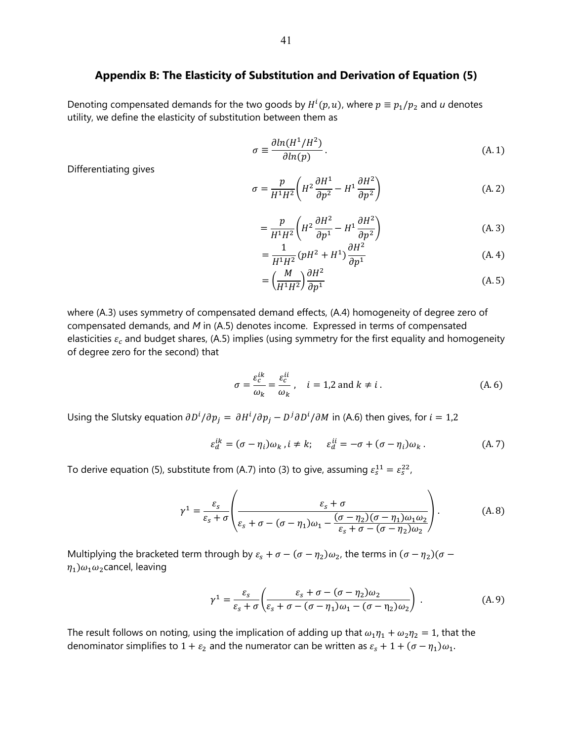## Appendix B: The Elasticity of Substitution and Derivation of Equation (5)

Denoting compensated demands for the two goods by $H^i(p,u)$, where $p \equiv p_1/p_2$ and $u$ denotes utility, we define the elasticity of substitution between them as

$$\sigma \equiv \frac{\partial ln(H^1/H^2)}{\partial ln(p)}. \tag{A.1}$$

Differentiating gives

$$\sigma = \frac{p}{H^1H^2}\left(H^2\frac{\partial H^1}{\partial p^2} - H^1\frac{\partial H^2}{\partial p^2}\right) \tag{A.2}$$

$$= \frac{p}{H^1H^2}\left(H^2\frac{\partial H^2}{\partial p^1} - H^1\frac{\partial H^2}{\partial p^2}\right) \tag{A.3}$$

$$= \frac{1}{H^1H^2}(pH^2 + H^1)\frac{\partial H^2}{\partial p^1} \tag{A.4}$$

$$= \left(\frac{M}{H^1H^2}\right)\frac{\partial H^2}{\partial p^1} \tag{A.5}$$

where (A.3) uses symmetry of compensated demand effects, (A.4) homogeneity of degree zero of compensated demands, and $M$ in (A.5) denotes income. Expressed in terms of compensated elasticities $\varepsilon_c$ and budget shares, (A.5) implies (using symmetry for the first equality and homogeneity of degree zero for the second) that

$$\sigma = \frac{\varepsilon_c^{ik}}{\omega_k} = \frac{\varepsilon_c^{ii}}{\omega_k}, \quad i = 1{,}2 \text{ and } k \neq i. \tag{A.6}$$

Using the Slutsky equation $\partial D^i/\partial p_j = \partial H^i/\partial p_j - D^j \partial D^i/\partial M$ in (A.6) then gives, for $i = 1{,}2$

$$\varepsilon_d^{ik} = (\sigma - \eta_i)\omega_k, i \neq k; \qquad \varepsilon_d^{ii} = -\sigma + (\sigma - \eta_i)\omega_k. \tag{A.7}$$

To derive equation (5), substitute from (A.7) into (3) to give, assuming $\varepsilon_s^{11} = \varepsilon_s^{22}$,

$$\gamma^1 = \frac{\varepsilon_s}{\varepsilon_s + \sigma}\left(\frac{\varepsilon_s + \sigma}{\varepsilon_s + \sigma - (\sigma - \eta_1)\omega_1 - \dfrac{(\sigma - \eta_2)(\sigma - \eta_1)\omega_1\omega_2}{\varepsilon_s + \sigma - (\sigma - \eta_2)\omega_2}}\right). \tag{A.8}$$

Multiplying the bracketed term through by $\varepsilon_s + \sigma - (\sigma - \eta_2)\omega_2$, the terms in $(\sigma - \eta_2)(\sigma - \eta_1)\omega_1\omega_2$ cancel, leaving

$$\gamma^1 = \frac{\varepsilon_s}{\varepsilon_s + \sigma}\left(\frac{\varepsilon_s + \sigma - (\sigma - \eta_2)\omega_2}{\varepsilon_s + \sigma - (\sigma - \eta_1)\omega_1 - (\sigma - \eta_2)\omega_2}\right). \tag{A.9}$$

The result follows on noting, using the implication of adding up that $\omega_1\eta_1 + \omega_2\eta_2 = 1$, that the denominator simplifies to $1 + \varepsilon_2$ and the numerator can be written as $\varepsilon_s + 1 + (\sigma - \eta_1)\omega_1$.